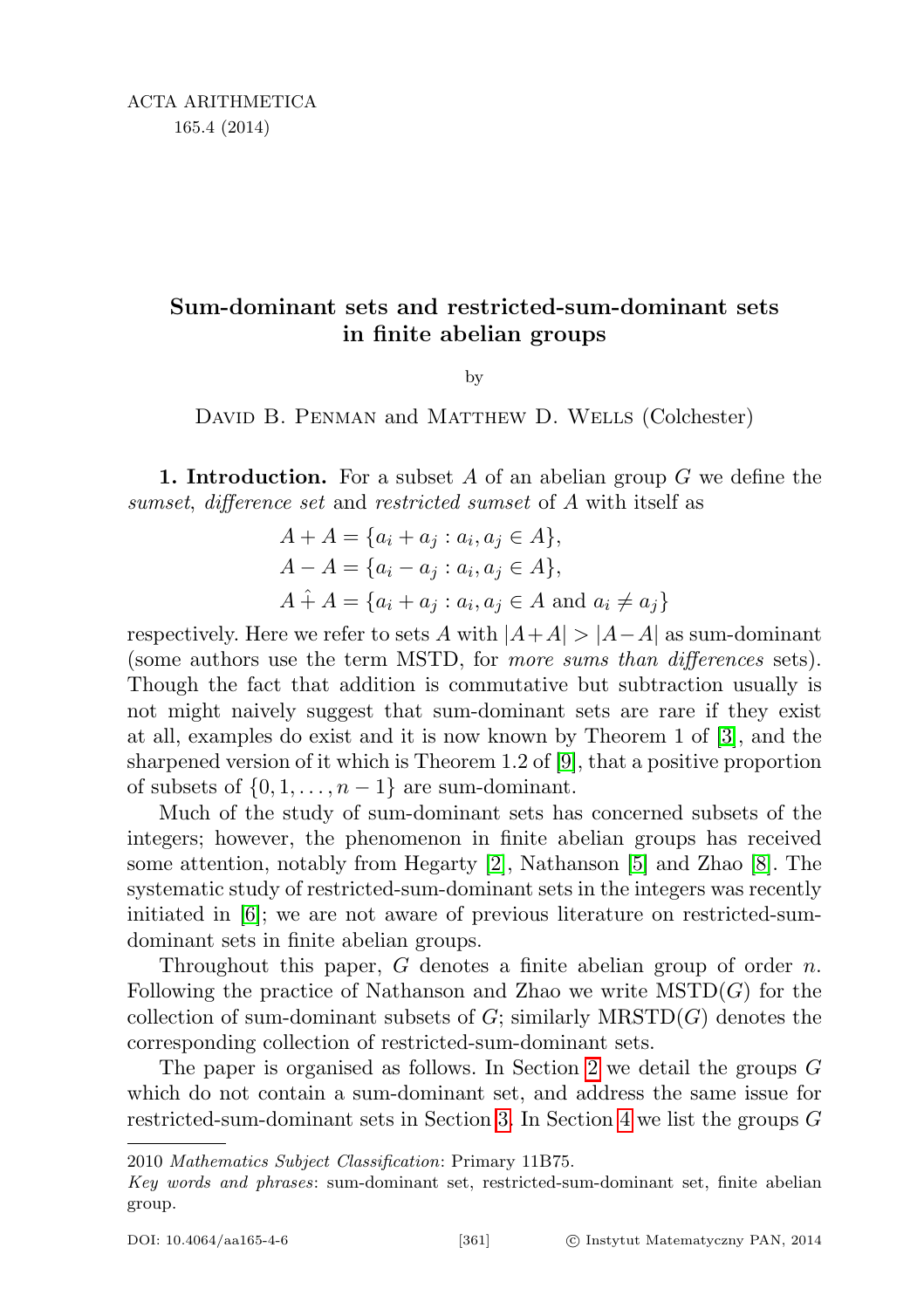# Sum-dominant sets and restricted-sum-dominant sets in finite abelian groups

by

David B. Penman and Matthew D. Wells (Colchester)

**1. Introduction.** For a subset $A$ of an abelian group $G$ we define the *sumset*, *difference set* and *restricted sumset* of $A$ with itself as

$$A + A = \{a_i + a_j : a_i, a_j \in A\},$$
$$A - A = \{a_i - a_j : a_i, a_j \in A\},$$
$$A \hat{+} A = \{a_i + a_j : a_i, a_j \in A \text{ and } a_i \neq a_j\}$$

respectively. Here we refer to sets $A$ with $|A+A| > |A-A|$ as sum-dominant (some authors use the term MSTD, for *more sums than differences* sets). Though the fact that addition is commutative but subtraction usually is not might naively suggest that sum-dominant sets are rare if they exist at all, examples do exist and it is now known by Theorem 1 of [3], and the sharpened version of it which is Theorem 1.2 of [9], that a positive proportion of subsets of $\{0, 1, \ldots, n-1\}$ are sum-dominant.

Much of the study of sum-dominant sets has concerned subsets of the integers; however, the phenomenon in finite abelian groups has received some attention, notably from Hegarty [2], Nathanson [5] and Zhao [8]. The systematic study of restricted-sum-dominant sets in the integers was recently initiated in [6]; we are not aware of previous literature on restricted-sum-dominant sets in finite abelian groups.

Throughout this paper, $G$ denotes a finite abelian group of order $n$. Following the practice of Nathanson and Zhao we write $\mathrm{MSTD}(G)$ for the collection of sum-dominant subsets of $G$; similarly $\mathrm{MRSTD}(G)$ denotes the corresponding collection of restricted-sum-dominant sets.

The paper is organised as follows. In Section 2 we detail the groups $G$ which do not contain a sum-dominant set, and address the same issue for restricted-sum-dominant sets in Section 3. In Section 4 we list the groups $G$

---

2010 *Mathematics Subject Classification*: Primary 11B75.

*Key words and phrases*: sum-dominant set, restricted-sum-dominant set, finite abelian group.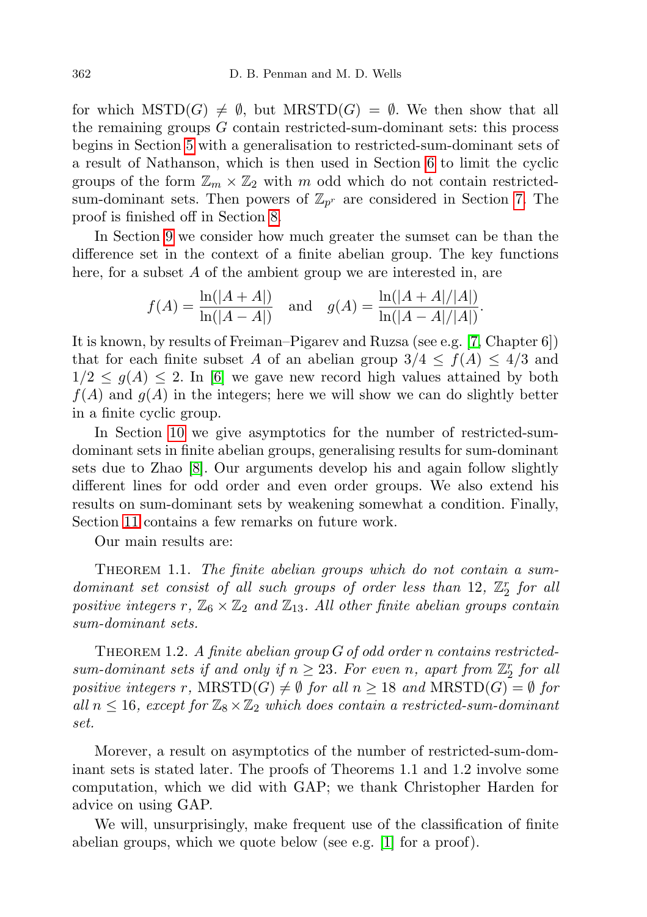for which $\mathrm{MSTD}(G) \neq \emptyset$, but $\mathrm{MRSTD}(G) = \emptyset$. We then show that all the remaining groups $G$ contain restricted-sum-dominant sets: this process begins in Section 5 with a generalisation to restricted-sum-dominant sets of a result of Nathanson, which is then used in Section 6 to limit the cyclic groups of the form $\mathbb{Z}_m \times \mathbb{Z}_2$ with $m$ odd which do not contain restricted-sum-dominant sets. Then powers of $\mathbb{Z}_{p^r}$ are considered in Section 7. The proof is finished off in Section 8.

In Section 9 we consider how much greater the sumset can be than the difference set in the context of a finite abelian group. The key functions here, for a subset $A$ of the ambient group we are interested in, are

$$f(A) = \frac{\ln(|A+A|)}{\ln(|A-A|)} \quad \text{and} \quad g(A) = \frac{\ln(|A+A|/|A|)}{\ln(|A-A|/|A|)}.$$

It is known, by results of Freiman–Pigarev and Ruzsa (see e.g. [7, Chapter 6]) that for each finite subset $A$ of an abelian group $3/4 \leq f(A) \leq 4/3$ and $1/2 \leq g(A) \leq 2$. In [6] we gave new record high values attained by both $f(A)$ and $g(A)$ in the integers; here we will show we can do slightly better in a finite cyclic group.

In Section 10 we give asymptotics for the number of restricted-sum-dominant sets in finite abelian groups, generalising results for sum-dominant sets due to Zhao [8]. Our arguments develop his and again follow slightly different lines for odd order and even order groups. We also extend his results on sum-dominant sets by weakening somewhat a condition. Finally, Section 11 contains a few remarks on future work.

Our main results are:

THEOREM 1.1. *The finite abelian groups which do not contain a sum-dominant set consist of all such groups of order less than 12, $\mathbb{Z}_2^r$ for all positive integers $r$, $\mathbb{Z}_6 \times \mathbb{Z}_2$ and $\mathbb{Z}_{13}$. All other finite abelian groups contain sum-dominant sets.*

THEOREM 1.2. *A finite abelian group $G$ of odd order $n$ contains restricted-sum-dominant sets if and only if $n \geq 23$. For even $n$, apart from $\mathbb{Z}_2^r$ for all positive integers $r$, $\mathrm{MRSTD}(G) \neq \emptyset$ for all $n \geq 18$ and $\mathrm{MRSTD}(G) = \emptyset$ for all $n \leq 16$, except for $\mathbb{Z}_8 \times \mathbb{Z}_2$ which does contain a restricted-sum-dominant set.*

Morever, a result on asymptotics of the number of restricted-sum-dominant sets is stated later. The proofs of Theorems 1.1 and 1.2 involve some computation, which we did with GAP; we thank Christopher Harden for advice on using GAP.

We will, unsurprisingly, make frequent use of the classification of finite abelian groups, which we quote below (see e.g. [1] for a proof).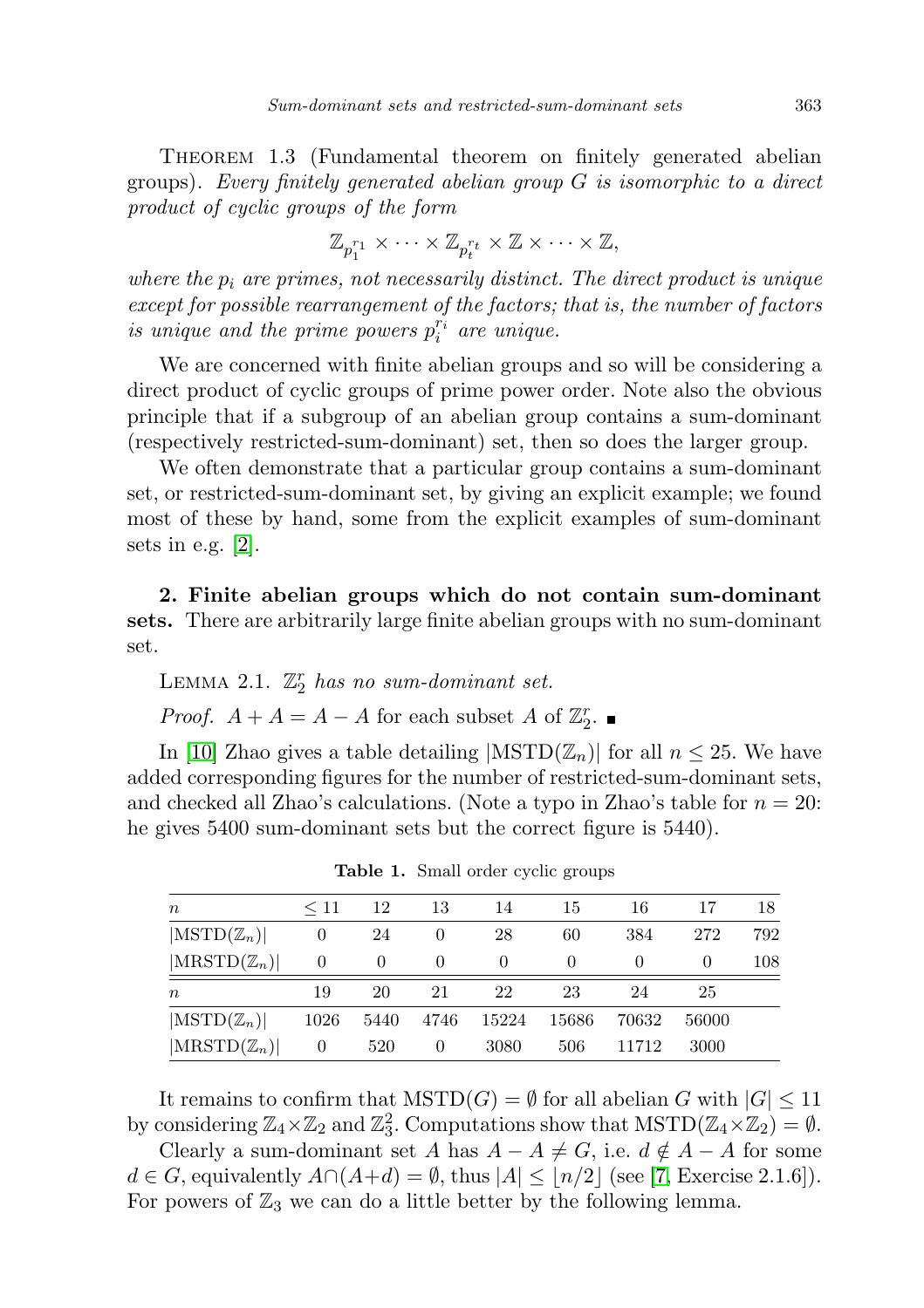THEOREM 1.3 (Fundamental theorem on finitely generated abelian groups). *Every finitely generated abelian group $G$ is isomorphic to a direct product of cyclic groups of the form*

$$\mathbb{Z}_{p_1^{r_1}} \times \cdots \times \mathbb{Z}_{p_t^{r_t}} \times \mathbb{Z} \times \cdots \times \mathbb{Z},$$

*where the $p_i$ are primes, not necessarily distinct. The direct product is unique except for possible rearrangement of the factors; that is, the number of factors is unique and the prime powers $p_i^{r_i}$ are unique.*

We are concerned with finite abelian groups and so will be considering a direct product of cyclic groups of prime power order. Note also the obvious principle that if a subgroup of an abelian group contains a sum-dominant (respectively restricted-sum-dominant) set, then so does the larger group.

We often demonstrate that a particular group contains a sum-dominant set, or restricted-sum-dominant set, by giving an explicit example; we found most of these by hand, some from the explicit examples of sum-dominant sets in e.g. [2].

## 2. Finite abelian groups which do not contain sum-dominant sets.

There are arbitrarily large finite abelian groups with no sum-dominant set.

LEMMA 2.1. *$\mathbb{Z}_2^r$ has no sum-dominant set.*

*Proof.* $A + A = A - A$ for each subset $A$ of $\mathbb{Z}_2^r$. ∎

In [10] Zhao gives a table detailing $|\mathrm{MSTD}(\mathbb{Z}_n)|$ for all $n \leq 25$. We have added corresponding figures for the number of restricted-sum-dominant sets, and checked all Zhao's calculations. (Note a typo in Zhao's table for $n = 20$: he gives 5400 sum-dominant sets but the correct figure is 5440).

**Table 1.** Small order cyclic groups

| $n$ | $\leq 11$ | 12 | 13 | 14 | 15 | 16 | 17 | 18 |
|---|---|---|---|---|---|---|---|---|
| $\lvert\mathrm{MSTD}(\mathbb{Z}_n)\rvert$ | 0 | 24 | 0 | 28 | 60 | 384 | 272 | 792 |
| $\lvert\mathrm{MRSTD}(\mathbb{Z}_n)\rvert$ | 0 | 0 | 0 | 0 | 0 | 0 | 0 | 108 |
| $n$ | 19 | 20 | 21 | 22 | 23 | 24 | 25 | |
| $\lvert\mathrm{MSTD}(\mathbb{Z}_n)\rvert$ | 1026 | 5440 | 4746 | 15224 | 15686 | 70632 | 56000 | |
| $\lvert\mathrm{MRSTD}(\mathbb{Z}_n)\rvert$ | 0 | 520 | 0 | 3080 | 506 | 11712 | 3000 | |

It remains to confirm that $\mathrm{MSTD}(G) = \emptyset$ for all abelian $G$ with $|G| \leq 11$ by considering $\mathbb{Z}_4 \times \mathbb{Z}_2$ and $\mathbb{Z}_3^2$. Computations show that $\mathrm{MSTD}(\mathbb{Z}_4 \times \mathbb{Z}_2) = \emptyset$.

Clearly a sum-dominant set $A$ has $A - A \neq G$, i.e. $d \notin A - A$ for some $d \in G$, equivalently $A \cap (A + d) = \emptyset$, thus $|A| \leq \lfloor n/2 \rfloor$ (see [7, Exercise 2.1.6]). For powers of $\mathbb{Z}_3$ we can do a little better by the following lemma.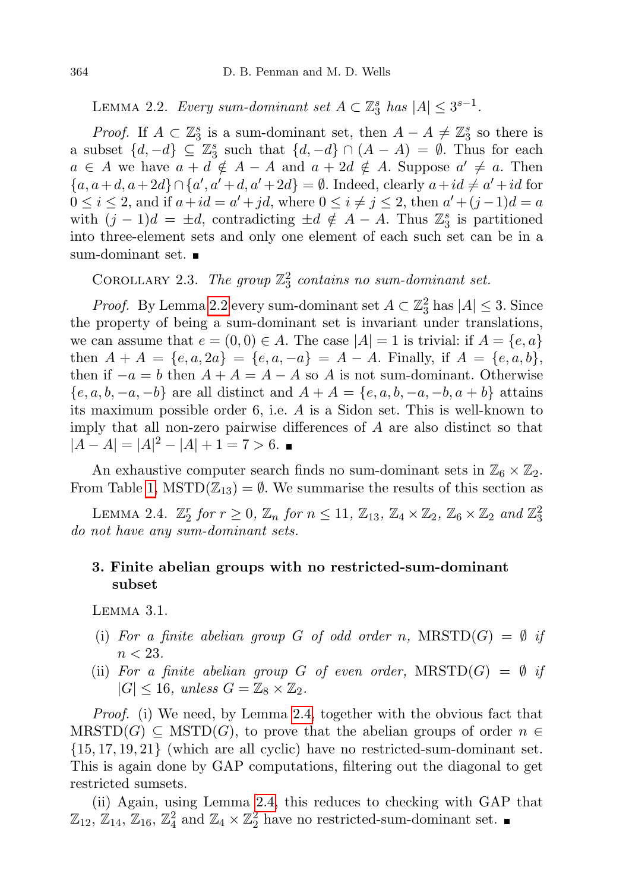LEMMA 2.2. *Every sum-dominant set $A \subset \mathbb{Z}_3^s$ has $|A| \le 3^{s-1}$.*

*Proof.* If $A \subset \mathbb{Z}_3^s$ is a sum-dominant set, then $A - A \neq \mathbb{Z}_3^s$ so there is a subset $\{d, -d\} \subseteq \mathbb{Z}_3^s$ such that $\{d, -d\} \cap (A - A) = \emptyset$. Thus for each $a \in A$ we have $a + d \notin A - A$ and $a + 2d \notin A$. Suppose $a' \neq a$. Then $\{a, a+d, a+2d\} \cap \{a', a'+d, a'+2d\} = \emptyset$. Indeed, clearly $a + id \neq a' + id$ for $0 \le i \le 2$, and if $a + id = a' + jd$, where $0 \le i \neq j \le 2$, then $a' + (j-1)d = a$ with $(j-1)d = \pm d$, contradicting $\pm d \notin A - A$. Thus $\mathbb{Z}_3^s$ is partitioned into three-element sets and only one element of each such set can be in a sum-dominant set. ∎

COROLLARY 2.3. *The group $\mathbb{Z}_3^2$ contains no sum-dominant set.*

*Proof.* By Lemma 2.2 every sum-dominant set $A \subset \mathbb{Z}_3^2$ has $|A| \le 3$. Since the property of being a sum-dominant set is invariant under translations, we can assume that $e = (0,0) \in A$. The case $|A| = 1$ is trivial: if $A = \{e, a\}$ then $A + A = \{e, a, 2a\} = \{e, a, -a\} = A - A$. Finally, if $A = \{e, a, b\}$, then if $-a = b$ then $A + A = A - A$ so $A$ is not sum-dominant. Otherwise $\{e, a, b, -a, -b\}$ are all distinct and $A + A = \{e, a, b, -a, -b, a+b\}$ attains its maximum possible order 6, i.e. $A$ is a Sidon set. This is well-known to imply that all non-zero pairwise differences of $A$ are also distinct so that $|A - A| = |A|^2 - |A| + 1 = 7 > 6$. ∎

An exhaustive computer search finds no sum-dominant sets in $\mathbb{Z}_6 \times \mathbb{Z}_2$. From Table 1, $\mathrm{MSTD}(\mathbb{Z}_{13}) = \emptyset$. We summarise the results of this section as

LEMMA 2.4. *$\mathbb{Z}_2^r$ for $r \ge 0$, $\mathbb{Z}_n$ for $n \le 11$, $\mathbb{Z}_{13}$, $\mathbb{Z}_4 \times \mathbb{Z}_2$, $\mathbb{Z}_6 \times \mathbb{Z}_2$ and $\mathbb{Z}_3^2$ do not have any sum-dominant sets.*

## 3. Finite abelian groups with no restricted-sum-dominant subset

LEMMA 3.1.

(i) *For a finite abelian group $G$ of odd order $n$, $\mathrm{MRSTD}(G) = \emptyset$ if $n < 23$.*

(ii) *For a finite abelian group $G$ of even order, $\mathrm{MRSTD}(G) = \emptyset$ if $|G| \le 16$, unless $G = \mathbb{Z}_8 \times \mathbb{Z}_2$.*

*Proof.* (i) We need, by Lemma 2.4, together with the obvious fact that $\mathrm{MRSTD}(G) \subseteq \mathrm{MSTD}(G)$, to prove that the abelian groups of order $n \in \{15, 17, 19, 21\}$ (which are all cyclic) have no restricted-sum-dominant set. This is again done by GAP computations, filtering out the diagonal to get restricted sumsets.

(ii) Again, using Lemma 2.4, this reduces to checking with GAP that $\mathbb{Z}_{12}$, $\mathbb{Z}_{14}$, $\mathbb{Z}_{16}$, $\mathbb{Z}_4^2$ and $\mathbb{Z}_4 \times \mathbb{Z}_2^2$ have no restricted-sum-dominant set. ∎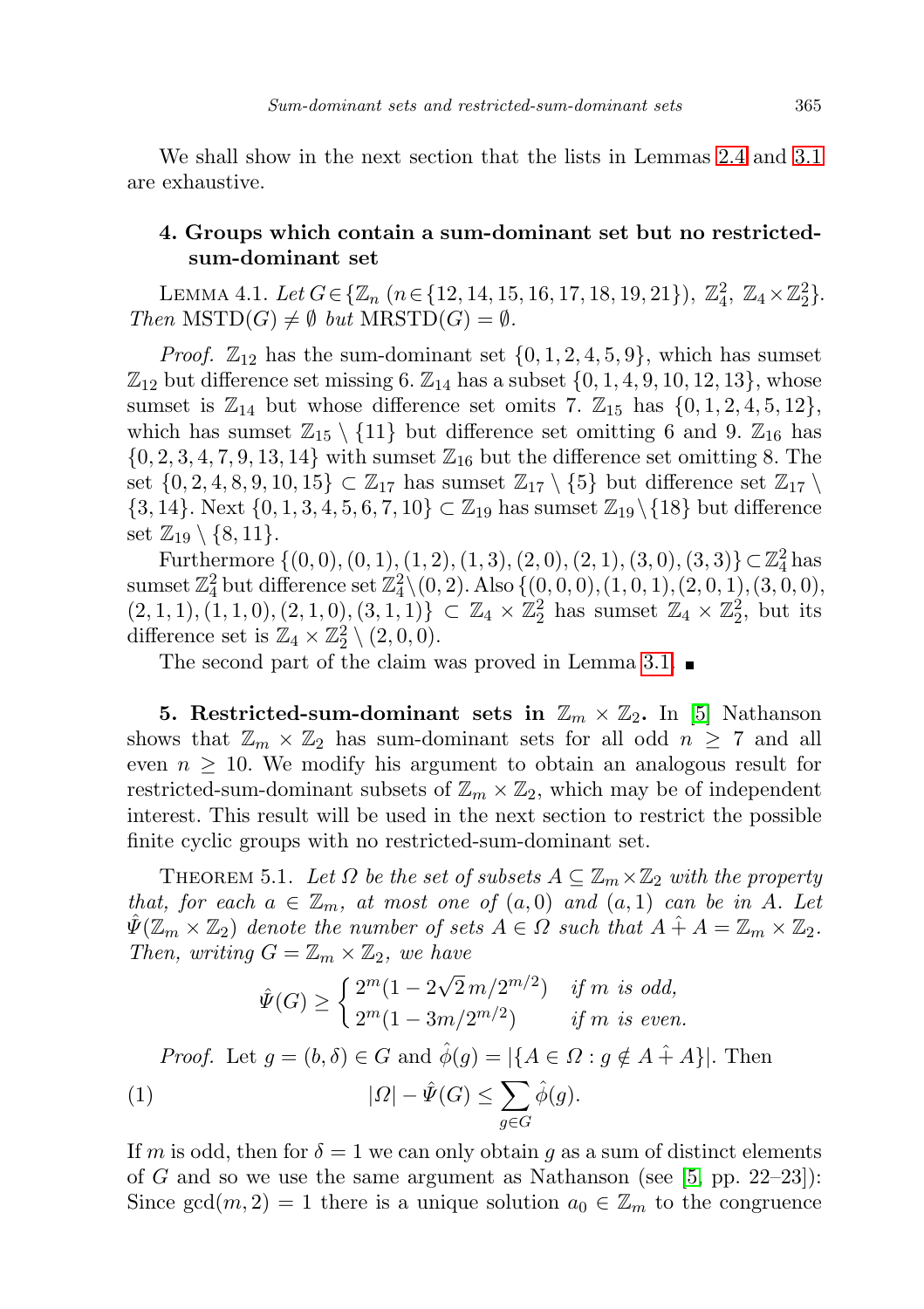We shall show in the next section that the lists in Lemmas 2.4 and 3.1 are exhaustive.

## 4. Groups which contain a sum-dominant set but no restricted-sum-dominant set

Lemma 4.1. *Let* $G \in \{\mathbb{Z}_n\ (n \in \{12, 14, 15, 16, 17, 18, 19, 21\}),\ \mathbb{Z}_4^2,\ \mathbb{Z}_4 \times \mathbb{Z}_2^2\}$. *Then* $\mathrm{MSTD}(G) \neq \emptyset$ *but* $\mathrm{MRSTD}(G) = \emptyset$.

*Proof.* $\mathbb{Z}_{12}$ has the sum-dominant set $\{0, 1, 2, 4, 5, 9\}$, which has sumset $\mathbb{Z}_{12}$ but difference set missing 6. $\mathbb{Z}_{14}$ has a subset $\{0, 1, 4, 9, 10, 12, 13\}$, whose sumset is $\mathbb{Z}_{14}$ but whose difference set omits 7. $\mathbb{Z}_{15}$ has $\{0, 1, 2, 4, 5, 12\}$, which has sumset $\mathbb{Z}_{15} \setminus \{11\}$ but difference set omitting 6 and 9. $\mathbb{Z}_{16}$ has $\{0, 2, 3, 4, 7, 9, 13, 14\}$ with sumset $\mathbb{Z}_{16}$ but the difference set omitting 8. The set $\{0, 2, 4, 8, 9, 10, 15\} \subset \mathbb{Z}_{17} \setminus \{3, 14\}$ has sumset $\mathbb{Z}_{17} \setminus \{5\}$ but difference set $\mathbb{Z}_{17} \setminus \{3, 14\}$. Next $\{0, 1, 3, 4, 5, 6, 7, 10\} \subset \mathbb{Z}_{19}$ has sumset $\mathbb{Z}_{19} \setminus \{18\}$ but difference set $\mathbb{Z}_{19} \setminus \{8, 11\}$.

Furthermore $\{(0, 0), (0, 1), (1, 2), (1, 3), (2, 0), (2, 1), (3, 0), (3, 3)\} \subset \mathbb{Z}_4^2$ has sumset $\mathbb{Z}_4^2$ but difference set $\mathbb{Z}_4^2 \setminus (0, 2)$. Also $\{(0, 0, 0), (1, 0, 1), (2, 0, 1), (3, 0, 0), (2, 1, 1), (1, 1, 0), (2, 1, 0), (3, 1, 1)\} \subset \mathbb{Z}_4 \times \mathbb{Z}_2^2$ has sumset $\mathbb{Z}_4 \times \mathbb{Z}_2^2$, but its difference set is $\mathbb{Z}_4 \times \mathbb{Z}_2^2 \setminus (2, 0, 0)$.

The second part of the claim was proved in Lemma 3.1. ∎

## 5. Restricted-sum-dominant sets in $\mathbb{Z}_m \times \mathbb{Z}_2$.

In [5] Nathanson shows that $\mathbb{Z}_m \times \mathbb{Z}_2$ has sum-dominant sets for all odd $n \geq 7$ and all even $n \geq 10$. We modify his argument to obtain an analogous result for restricted-sum-dominant subsets of $\mathbb{Z}_m \times \mathbb{Z}_2$, which may be of independent interest. This result will be used in the next section to restrict the possible finite cyclic groups with no restricted-sum-dominant set.

Theorem 5.1. *Let* $\Omega$ *be the set of subsets* $A \subseteq \mathbb{Z}_m \times \mathbb{Z}_2$ *with the property that, for each* $a \in \mathbb{Z}_m$, *at most one of* $(a, 0)$ *and* $(a, 1)$ *can be in* $A$. *Let* $\hat{\Psi}(\mathbb{Z}_m \times \mathbb{Z}_2)$ *denote the number of sets* $A \in \Omega$ *such that* $A \hat{+} A = \mathbb{Z}_m \times \mathbb{Z}_2$. *Then, writing* $G = \mathbb{Z}_m \times \mathbb{Z}_2$, *we have*

$$\hat{\Psi}(G) \geq \begin{cases} 2^m(1 - 2\sqrt{2}\, m/2^{m/2}) & \text{if } m \text{ is odd,} \\ 2^m(1 - 3m/2^{m/2}) & \text{if } m \text{ is even.} \end{cases}$$

*Proof.* Let $g = (b, \delta) \in G$ and $\hat{\phi}(g) = |\{A \in \Omega : g \notin A \hat{+} A\}|$. Then

$$|\Omega| - \hat{\Psi}(G) \leq \sum_{g \in G} \hat{\phi}(g). \tag{1}$$

If $m$ is odd, then for $\delta = 1$ we can only obtain $g$ as a sum of distinct elements of $G$ and so we use the same argument as Nathanson (see [5, pp. 22–23]): Since $\gcd(m, 2) = 1$ there is a unique solution $a_0 \in \mathbb{Z}_m$ to the congruence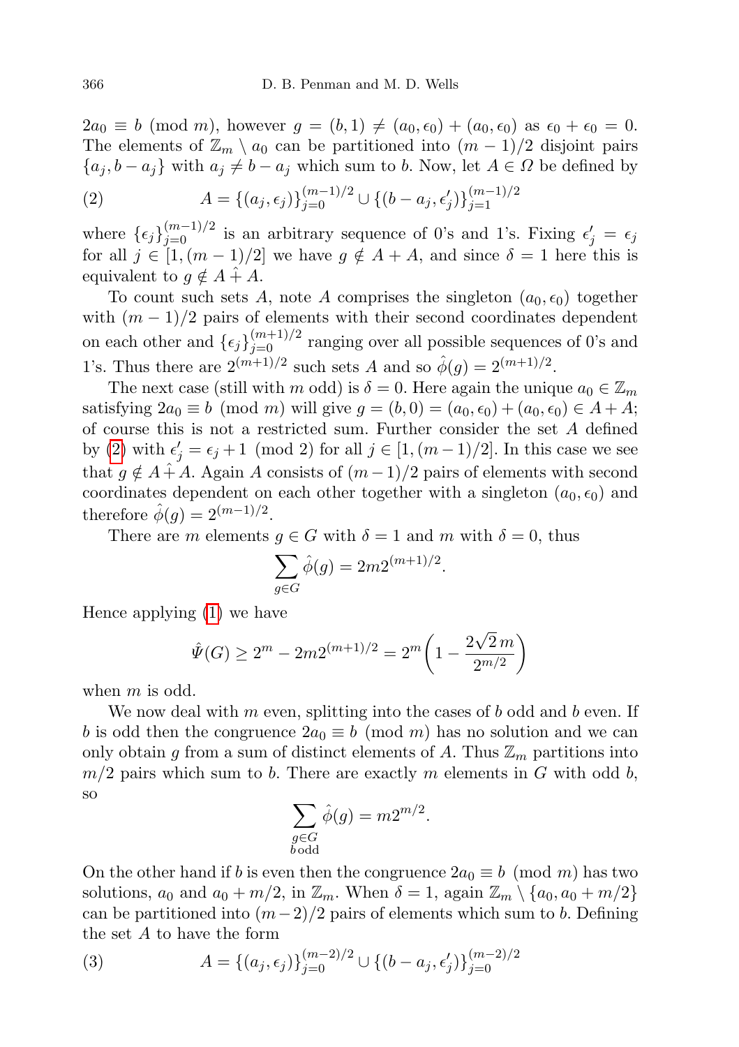$2a_0 \equiv b \pmod m$, however $g = (b, 1) \neq (a_0, \epsilon_0) + (a_0, \epsilon_0)$ as $\epsilon_0 + \epsilon_0 = 0$. The elements of $\mathbb{Z}_m \setminus a_0$ can be partitioned into $(m-1)/2$ disjoint pairs $\{a_j, b - a_j\}$ with $a_j \neq b - a_j$ which sum to $b$. Now, let $A \in \Omega$ be defined by

$$A = \{(a_j, \epsilon_j)\}_{j=0}^{(m-1)/2} \cup \{(b - a_j, \epsilon_j')\}_{j=1}^{(m-1)/2} \tag{2}$$

where $\{\epsilon_j\}_{j=0}^{(m-1)/2}$ is an arbitrary sequence of 0's and 1's. Fixing $\epsilon_j' = \epsilon_j$ for all $j \in [1, (m-1)/2]$ we have $g \notin A + A$, and since $\delta = 1$ here this is equivalent to $g \notin A \hat{+} A$.

To count such sets $A$, note $A$ comprises the singleton $(a_0, \epsilon_0)$ together with $(m-1)/2$ pairs of elements with their second coordinates dependent on each other and $\{\epsilon_j\}_{j=0}^{(m+1)/2}$ ranging over all possible sequences of 0's and 1's. Thus there are $2^{(m+1)/2}$ such sets $A$ and so $\hat{\phi}(g) = 2^{(m+1)/2}$.

The next case (still with $m$ odd) is $\delta = 0$. Here again the unique $a_0 \in \mathbb{Z}_m$ satisfying $2a_0 \equiv b \pmod m$ will give $g = (b, 0) = (a_0, \epsilon_0) + (a_0, \epsilon_0) \in A + A$; of course this is not a restricted sum. Further consider the set $A$ defined by (2) with $\epsilon_j' = \epsilon_j + 1 \pmod 2$ for all $j \in [1, (m-1)/2]$. In this case we see that $g \notin A \hat{+} A$. Again $A$ consists of $(m-1)/2$ pairs of elements with second coordinates dependent on each other together with a singleton $(a_0, \epsilon_0)$ and therefore $\hat{\phi}(g) = 2^{(m-1)/2}$.

There are $m$ elements $g \in G$ with $\delta = 1$ and $m$ with $\delta = 0$, thus

$$\sum_{g \in G} \hat{\phi}(g) = 2m2^{(m+1)/2}.$$

Hence applying (1) we have

$$\hat{\Psi}(G) \geq 2^m - 2m2^{(m+1)/2} = 2^m\left(1 - \frac{2\sqrt{2}\, m}{2^{m/2}}\right)$$

when $m$ is odd.

We now deal with $m$ even, splitting into the cases of $b$ odd and $b$ even. If $b$ is odd then the congruence $2a_0 \equiv b \pmod m$ has no solution and we can only obtain $g$ from a sum of distinct elements of $A$. Thus $\mathbb{Z}_m$ partitions into $m/2$ pairs which sum to $b$. There are exactly $m$ elements in $G$ with odd $b$, so

$$\sum_{\substack{g \in G \\ b\,\text{odd}}} \hat{\phi}(g) = m2^{m/2}.$$

On the other hand if $b$ is even then the congruence $2a_0 \equiv b \pmod m$ has two solutions, $a_0$ and $a_0 + m/2$, in $\mathbb{Z}_m$. When $\delta = 1$, again $\mathbb{Z}_m \setminus \{a_0, a_0 + m/2\}$ can be partitioned into $(m-2)/2$ pairs of elements which sum to $b$. Defining the set $A$ to have the form

$$A = \{(a_j, \epsilon_j)\}_{j=0}^{(m-2)/2} \cup \{(b - a_j, \epsilon_j')\}_{j=0}^{(m-2)/2} \tag{3}$$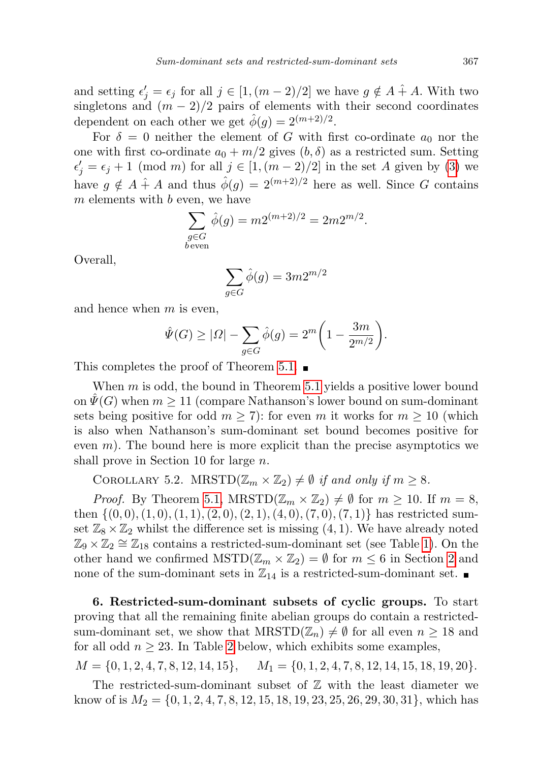and setting $\epsilon'_j = \epsilon_j$ for all $j \in [1, (m-2)/2]$ we have $g \notin A \hat{+} A$. With two singletons and $(m-2)/2$ pairs of elements with their second coordinates dependent on each other we get $\hat{\phi}(g) = 2^{(m+2)/2}$.

For $\delta = 0$ neither the element of $G$ with first co-ordinate $a_0$ nor the one with first co-ordinate $a_0 + m/2$ gives $(b, \delta)$ as a restricted sum. Setting $\epsilon'_j = \epsilon_j + 1 \pmod{m}$ for all $j \in [1, (m-2)/2]$ in the set $A$ given by (3) we have $g \notin A \hat{+} A$ and thus $\hat{\phi}(g) = 2^{(m+2)/2}$ here as well. Since $G$ contains $m$ elements with $b$ even, we have

$$\sum_{\substack{g \in G \\ b \, \text{even}}} \hat{\phi}(g) = m2^{(m+2)/2} = 2m2^{m/2}.$$

Overall,

$$\sum_{g \in G} \hat{\phi}(g) = 3m2^{m/2}$$

and hence when $m$ is even,

$$\hat{\Psi}(G) \geq |\Omega| - \sum_{g \in G} \hat{\phi}(g) = 2^m \left(1 - \frac{3m}{2^{m/2}}\right).$$

This completes the proof of Theorem 5.1. ∎

When $m$ is odd, the bound in Theorem 5.1 yields a positive lower bound on $\hat{\Psi}(G)$ when $m \geq 11$ (compare Nathanson's lower bound on sum-dominant sets being positive for odd $m \geq 7$): for even $m$ it works for $m \geq 10$ (which is also when Nathanson's sum-dominant set bound becomes positive for even $m$). The bound here is more explicit than the precise asymptotics we shall prove in Section 10 for large $n$.

Corollary 5.2. *$\mathrm{MRSTD}(\mathbb{Z}_m \times \mathbb{Z}_2) \neq \emptyset$ if and only if $m \geq 8$.*

*Proof.* By Theorem 5.1, $\mathrm{MRSTD}(\mathbb{Z}_m \times \mathbb{Z}_2) \neq \emptyset$ for $m \geq 10$. If $m = 8$, then $\{(0,0), (1,0), (1,1), (2,0), (2,1), (4,0), (7,0), (7,1)\}$ has restricted sumset $\mathbb{Z}_8 \times \mathbb{Z}_2$ whilst the difference set is missing $(4,1)$. We have already noted $\mathbb{Z}_9 \times \mathbb{Z}_2 \cong \mathbb{Z}_{18}$ contains a restricted-sum-dominant set (see Table 1). On the other hand we confirmed $\mathrm{MSTD}(\mathbb{Z}_m \times \mathbb{Z}_2) = \emptyset$ for $m \leq 6$ in Section 2 and none of the sum-dominant sets in $\mathbb{Z}_{14}$ is a restricted-sum-dominant set. ∎

**6. Restricted-sum-dominant subsets of cyclic groups.** To start proving that all the remaining finite abelian groups do contain a restricted-sum-dominant set, we show that $\mathrm{MRSTD}(\mathbb{Z}_n) \neq \emptyset$ for all even $n \geq 18$ and for all odd $n \geq 23$. In Table 2 below, which exhibits some examples,

$$M = \{0, 1, 2, 4, 7, 8, 12, 14, 15\}, \quad M_1 = \{0, 1, 2, 4, 7, 8, 12, 14, 15, 18, 19, 20\}.$$

The restricted-sum-dominant subset of $\mathbb{Z}$ with the least diameter we know of is $M_2 = \{0, 1, 2, 4, 7, 8, 12, 15, 18, 19, 23, 25, 26, 29, 30, 31\}$, which has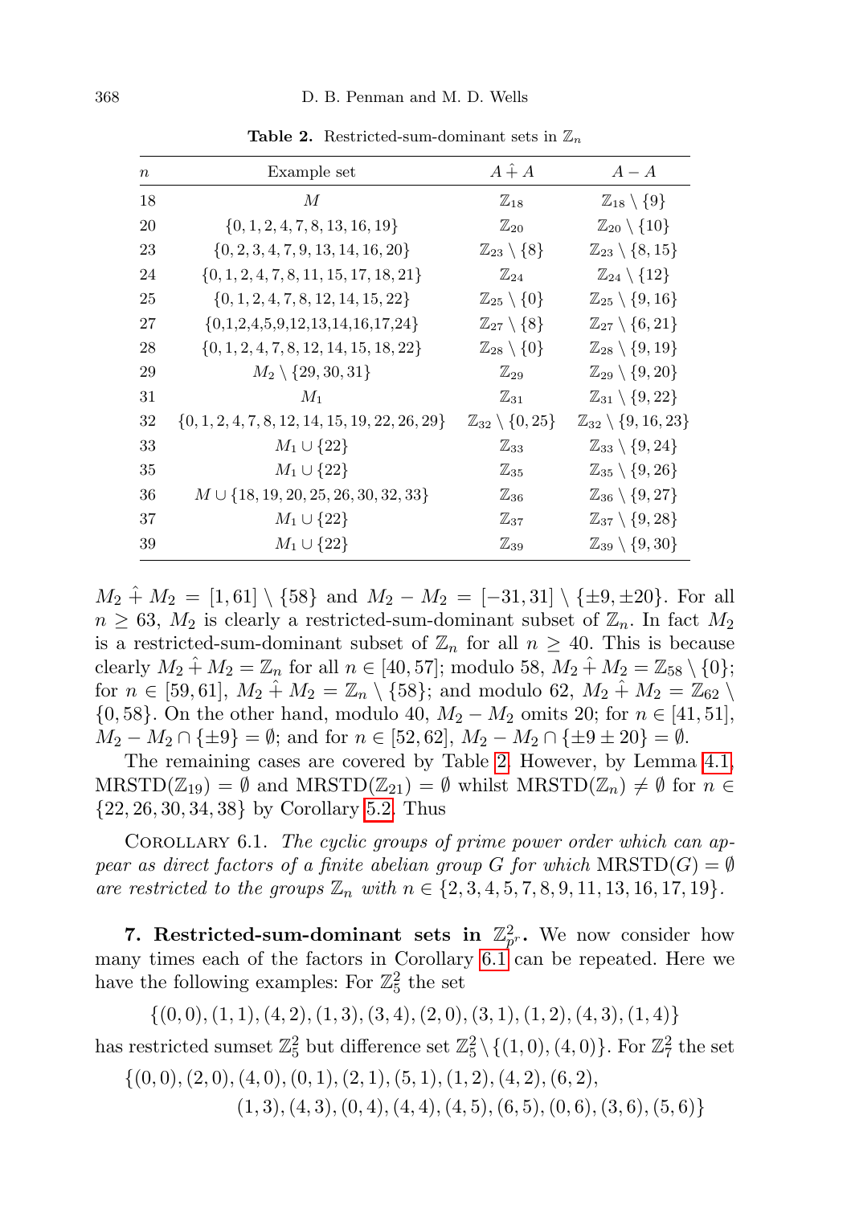**Table 2.** Restricted-sum-dominant sets in $\mathbb{Z}_n$

| $n$ | Example set | $A \hat{+} A$ | $A - A$ |
|---|---|---|---|
| 18 | $M$ | $\mathbb{Z}_{18}$ | $\mathbb{Z}_{18} \setminus \{9\}$ |
| 20 | $\{0, 1, 2, 4, 7, 8, 13, 16, 19\}$ | $\mathbb{Z}_{20}$ | $\mathbb{Z}_{20} \setminus \{10\}$ |
| 23 | $\{0, 2, 3, 4, 7, 9, 13, 14, 16, 20\}$ | $\mathbb{Z}_{23} \setminus \{8\}$ | $\mathbb{Z}_{23} \setminus \{8, 15\}$ |
| 24 | $\{0, 1, 2, 4, 7, 8, 11, 15, 17, 18, 21\}$ | $\mathbb{Z}_{24}$ | $\mathbb{Z}_{24} \setminus \{12\}$ |
| 25 | $\{0, 1, 2, 4, 7, 8, 12, 14, 15, 22\}$ | $\mathbb{Z}_{25} \setminus \{0\}$ | $\mathbb{Z}_{25} \setminus \{9, 16\}$ |
| 27 | $\{0,1,2,4,5,9,12,13,14,16,17,24\}$ | $\mathbb{Z}_{27} \setminus \{8\}$ | $\mathbb{Z}_{27} \setminus \{6, 21\}$ |
| 28 | $\{0, 1, 2, 4, 7, 8, 12, 14, 15, 18, 22\}$ | $\mathbb{Z}_{28} \setminus \{0\}$ | $\mathbb{Z}_{28} \setminus \{9, 19\}$ |
| 29 | $M_2 \setminus \{29, 30, 31\}$ | $\mathbb{Z}_{29}$ | $\mathbb{Z}_{29} \setminus \{9, 20\}$ |
| 31 | $M_1$ | $\mathbb{Z}_{31}$ | $\mathbb{Z}_{31} \setminus \{9, 22\}$ |
| 32 | $\{0, 1, 2, 4, 7, 8, 12, 14, 15, 19, 22, 26, 29\}$ | $\mathbb{Z}_{32} \setminus \{0, 25\}$ | $\mathbb{Z}_{32} \setminus \{9, 16, 23\}$ |
| 33 | $M_1 \cup \{22\}$ | $\mathbb{Z}_{33}$ | $\mathbb{Z}_{33} \setminus \{9, 24\}$ |
| 35 | $M_1 \cup \{22\}$ | $\mathbb{Z}_{35}$ | $\mathbb{Z}_{35} \setminus \{9, 26\}$ |
| 36 | $M \cup \{18, 19, 20, 25, 26, 30, 32, 33\}$ | $\mathbb{Z}_{36}$ | $\mathbb{Z}_{36} \setminus \{9, 27\}$ |
| 37 | $M_1 \cup \{22\}$ | $\mathbb{Z}_{37}$ | $\mathbb{Z}_{37} \setminus \{9, 28\}$ |
| 39 | $M_1 \cup \{22\}$ | $\mathbb{Z}_{39}$ | $\mathbb{Z}_{39} \setminus \{9, 30\}$ |

$M_2 \hat{+} M_2 = [1, 61] \setminus \{58\}$ and $M_2 - M_2 = [-31, 31] \setminus \{\pm 9, \pm 20\}$. For all $n \geq 63$, $M_2$ is clearly a restricted-sum-dominant subset of $\mathbb{Z}_n$. In fact $M_2$ is a restricted-sum-dominant subset of $\mathbb{Z}_n$ for all $n \geq 40$. This is because clearly $M_2 \hat{+} M_2 = \mathbb{Z}_n$ for all $n \in [40, 57]$; modulo 58, $M_2 \hat{+} M_2 = \mathbb{Z}_{58} \setminus \{0\}$; for $n \in [59, 61]$, $M_2 \hat{+} M_2 = \mathbb{Z}_n \setminus \{58\}$; and modulo 62, $M_2 \hat{+} M_2 = \mathbb{Z}_{62} \setminus \{0, 58\}$. On the other hand, modulo 40, $M_2 - M_2$ omits 20; for $n \in [41, 51]$, $M_2 - M_2 \cap \{\pm 9\} = \emptyset$; and for $n \in [52, 62]$, $M_2 - M_2 \cap \{\pm 9 \pm 20\} = \emptyset$.

The remaining cases are covered by Table 2. However, by Lemma 4.1, $\mathrm{MRSTD}(\mathbb{Z}_{19}) = \emptyset$ and $\mathrm{MRSTD}(\mathbb{Z}_{21}) = \emptyset$ whilst $\mathrm{MRSTD}(\mathbb{Z}_n) \neq \emptyset$ for $n \in \{22, 26, 30, 34, 38\}$ by Corollary 5.2. Thus

Corollary 6.1. *The cyclic groups of prime power order which can appear as direct factors of a finite abelian group $G$ for which $\mathrm{MRSTD}(G) = \emptyset$ are restricted to the groups $\mathbb{Z}_n$ with $n \in \{2, 3, 4, 5, 7, 8, 9, 11, 13, 16, 17, 19\}$.*

**7. Restricted-sum-dominant sets in $\mathbb{Z}_{p^r}^2$.** We now consider how many times each of the factors in Corollary 6.1 can be repeated. Here we have the following examples: For $\mathbb{Z}_5^2$ the set

$$\{(0, 0), (1, 1), (4, 2), (1, 3), (3, 4), (2, 0), (3, 1), (1, 2), (4, 3), (1, 4)\}$$

has restricted sumset $\mathbb{Z}_5^2$ but difference set $\mathbb{Z}_5^2 \setminus \{(1, 0), (4, 0)\}$. For $\mathbb{Z}_7^2$ the set

$$\{(0, 0), (2, 0), (4, 0), (0, 1), (2, 1), (5, 1), (1, 2), (4, 2), (6, 2), (1, 3), (4, 3), (0, 4), (4, 4), (4, 5), (6, 5), (0, 6), (3, 6), (5, 6)\}$$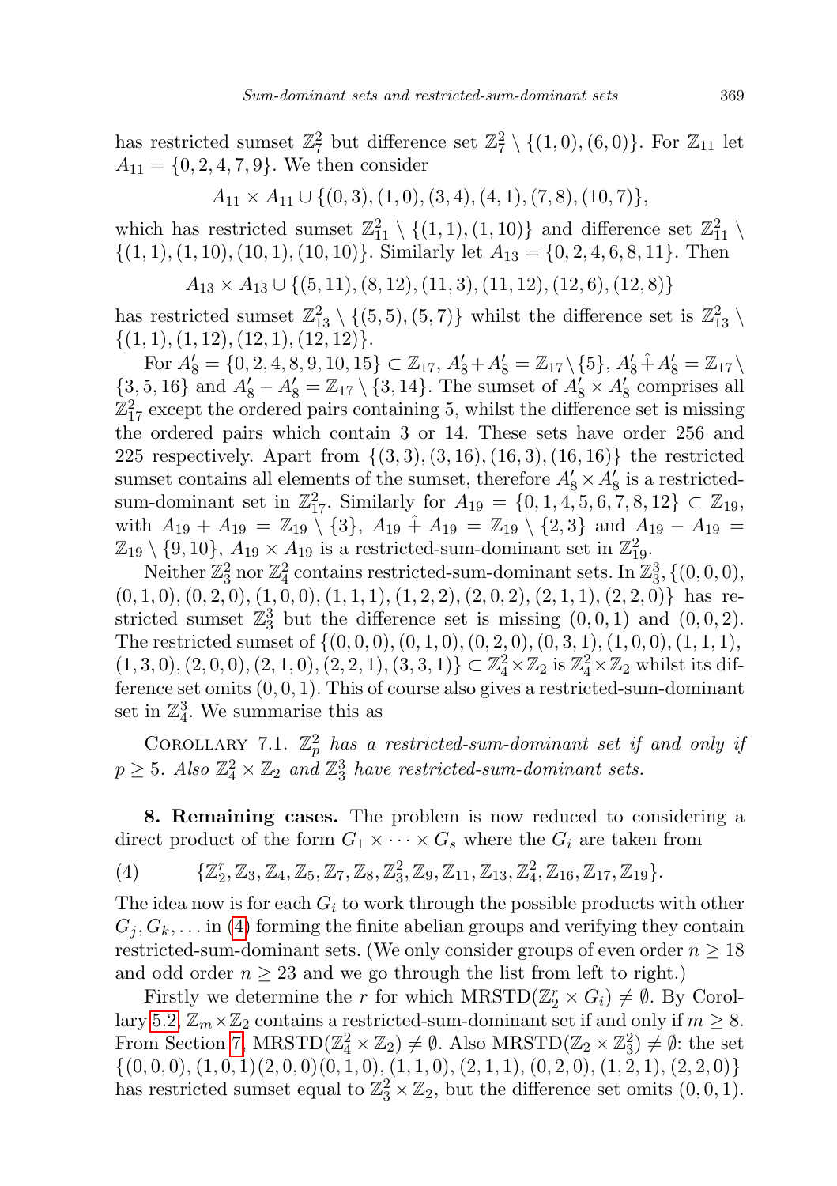has restricted sumset $\mathbb{Z}_7^2$ but difference set $\mathbb{Z}_7^2 \setminus \{(1,0),(6,0)\}$. For $\mathbb{Z}_{11}$ let $A_{11} = \{0,2,4,7,9\}$. We then consider

$$A_{11} \times A_{11} \cup \{(0,3),(1,0),(3,4),(4,1),(7,8),(10,7)\},$$

which has restricted sumset $\mathbb{Z}_{11}^2 \setminus \{(1,1),(1,10)\}$ and difference set $\mathbb{Z}_{11}^2 \setminus \{(1,1),(1,10),(10,1),(10,10)\}$. Similarly let $A_{13} = \{0,2,4,6,8,11\}$. Then

$$A_{13} \times A_{13} \cup \{(5,11),(8,12),(11,3),(11,12),(12,6),(12,8)\}$$

has restricted sumset $\mathbb{Z}_{13}^2 \setminus \{(5,5),(5,7)\}$ whilst the difference set is $\mathbb{Z}_{13}^2 \setminus \{(1,1),(1,12),(12,1),(12,12)\}$.

For $A_8' = \{0,2,4,8,9,10,15\} \subset \mathbb{Z}_{17}$, $A_8' + A_8' = \mathbb{Z}_{17} \setminus \{5\}$, $A_8' \hat{+} A_8' = \mathbb{Z}_{17} \setminus \{3,5,16\}$ and $A_8' - A_8' = \mathbb{Z}_{17} \setminus \{3,14\}$. The sumset of $A_8' \times A_8'$ comprises all $\mathbb{Z}_{17}^2$ except the ordered pairs containing 5, whilst the difference set is missing the ordered pairs which contain 3 or 14. These sets have order 256 and 225 respectively. Apart from $\{(3,3),(3,16),(16,3),(16,16)\}$ the restricted sumset contains all elements of the sumset, therefore $A_8' \times A_8'$ is a restricted-sum-dominant set in $\mathbb{Z}_{17}^2$. Similarly for $A_{19} = \{0,1,4,5,6,7,8,12\} \subset \mathbb{Z}_{19}$, with $A_{19} + A_{19} = \mathbb{Z}_{19} \setminus \{3\}$, $A_{19} \hat{+} A_{19} = \mathbb{Z}_{19} \setminus \{2,3\}$ and $A_{19} - A_{19} = \mathbb{Z}_{19} \setminus \{9,10\}$, $A_{19} \times A_{19}$ is a restricted-sum-dominant set in $\mathbb{Z}_{19}^2$.

Neither $\mathbb{Z}_3^2$ nor $\mathbb{Z}_4^2$ contains restricted-sum-dominant sets. In $\mathbb{Z}_3^3$, $\{(0,0,0),(0,1,0),(0,2,0),(1,0,0),(1,1,1),(1,2,2),(2,0,2),(2,1,1),(2,2,0)\}$ has restricted sumset $\mathbb{Z}_3^3$ but the difference set is missing $(0,0,1)$ and $(0,0,2)$. The restricted sumset of $\{(0,0,0),(0,1,0),(0,2,0),(0,3,1),(1,0,0),(1,1,1),(1,3,0),(2,0,0),(2,1,0),(2,2,1),(3,3,1)\} \subset \mathbb{Z}_4^2 \times \mathbb{Z}_2$ is $\mathbb{Z}_4^2 \times \mathbb{Z}_2$ whilst its difference set omits $(0,0,1)$. This of course also gives a restricted-sum-dominant set in $\mathbb{Z}_4^3$. We summarise this as

Corollary 7.1. *$\mathbb{Z}_p^2$ has a restricted-sum-dominant set if and only if $p \geq 5$. Also $\mathbb{Z}_4^2 \times \mathbb{Z}_2$ and $\mathbb{Z}_3^3$ have restricted-sum-dominant sets.*

## 8. Remaining cases.

**8. Remaining cases.** The problem is now reduced to considering a direct product of the form $G_1 \times \cdots \times G_s$ where the $G_i$ are taken from

$$\{\mathbb{Z}_2^r, \mathbb{Z}_3, \mathbb{Z}_4, \mathbb{Z}_5, \mathbb{Z}_7, \mathbb{Z}_8, \mathbb{Z}_3^2, \mathbb{Z}_9, \mathbb{Z}_{11}, \mathbb{Z}_{13}, \mathbb{Z}_4^2, \mathbb{Z}_{16}, \mathbb{Z}_{17}, \mathbb{Z}_{19}\}. \tag{4}$$

The idea now is for each $G_i$ to work through the possible products with other $G_j, G_k, \ldots$ in (4) forming the finite abelian groups and verifying they contain restricted-sum-dominant sets. (We only consider groups of even order $n \geq 18$ and odd order $n \geq 23$ and we go through the list from left to right.)

Firstly we determine the $r$ for which $\mathrm{MRSTD}(\mathbb{Z}_2^r \times G_i) \neq \emptyset$. By Corollary 5.2, $\mathbb{Z}_m \times \mathbb{Z}_2$ contains a restricted-sum-dominant set if and only if $m \geq 8$. From Section 7, $\mathrm{MRSTD}(\mathbb{Z}_4^2 \times \mathbb{Z}_2) \neq \emptyset$. Also $\mathrm{MRSTD}(\mathbb{Z}_2 \times \mathbb{Z}_3^2) \neq \emptyset$: the set $\{(0,0,0),(1,0,1)(2,0,0)(0,1,0),(1,1,0),(2,1,1),(0,2,0),(1,2,1),(2,2,0)\}$ has restricted sumset equal to $\mathbb{Z}_3^2 \times \mathbb{Z}_2$, but the difference set omits $(0,0,1)$.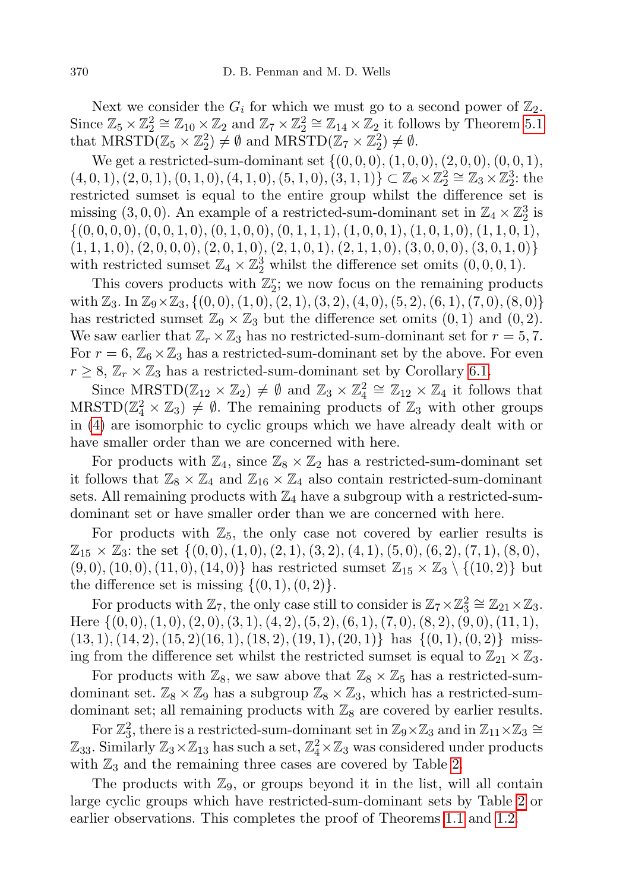Next we consider the $G_i$ for which we must go to a second power of $\mathbb{Z}_2$. Since $\mathbb{Z}_5 \times \mathbb{Z}_2^2 \cong \mathbb{Z}_{10} \times \mathbb{Z}_2$ and $\mathbb{Z}_7 \times \mathbb{Z}_2^2 \cong \mathbb{Z}_{14} \times \mathbb{Z}_2$ it follows by Theorem 5.1 that $\mathrm{MRSTD}(\mathbb{Z}_5 \times \mathbb{Z}_2^2) \neq \emptyset$ and $\mathrm{MRSTD}(\mathbb{Z}_7 \times \mathbb{Z}_2^2) \neq \emptyset$.

We get a restricted-sum-dominant set $\{(0,0,0),(1,0,0),(2,0,0),(0,0,1),(4,0,1),(2,0,1),(0,1,0),(4,1,0),(5,1,0),(3,1,1)\} \subset \mathbb{Z}_6 \times \mathbb{Z}_2^2 \cong \mathbb{Z}_3 \times \mathbb{Z}_2^3$: the restricted sumset is equal to the entire group whilst the difference set is missing $(3,0,0)$. An example of a restricted-sum-dominant set in $\mathbb{Z}_4 \times \mathbb{Z}_2^3$ is $\{(0,0,0,0),(0,0,1,0),(0,1,0,0),(0,1,1,1),(1,0,0,1),(1,0,1,0),(1,1,0,1),(1,1,1,0),(2,0,0,0),(2,0,1,0),(2,1,0,1),(2,1,1,0),(3,0,0,0),(3,0,1,0)\}$ with restricted sumset $\mathbb{Z}_4 \times \mathbb{Z}_2^3$ whilst the difference set omits $(0,0,0,1)$.

This covers products with $\mathbb{Z}_2^r$; we now focus on the remaining products with $\mathbb{Z}_3$. In $\mathbb{Z}_9 \times \mathbb{Z}_3$, $\{(0,0),(1,0),(2,1),(3,2),(4,0),(5,2),(6,1),(7,0),(8,0)\}$ has restricted sumset $\mathbb{Z}_9 \times \mathbb{Z}_3$ but the difference set omits $(0,1)$ and $(0,2)$. We saw earlier that $\mathbb{Z}_r \times \mathbb{Z}_3$ has no restricted-sum-dominant set for $r = 5, 7$. For $r = 6$, $\mathbb{Z}_6 \times \mathbb{Z}_3$ has a restricted-sum-dominant set by the above. For even $r \geq 8$, $\mathbb{Z}_r \times \mathbb{Z}_3$ has a restricted-sum-dominant set by Corollary 6.1.

Since $\mathrm{MRSTD}(\mathbb{Z}_{12} \times \mathbb{Z}_2) \neq \emptyset$ and $\mathbb{Z}_3 \times \mathbb{Z}_4^2 \cong \mathbb{Z}_{12} \times \mathbb{Z}_4$ it follows that $\mathrm{MRSTD}(\mathbb{Z}_4^2 \times \mathbb{Z}_3) \neq \emptyset$. The remaining products of $\mathbb{Z}_3$ with other groups in (4) are isomorphic to cyclic groups which we have already dealt with or have smaller order than we are concerned with here.

For products with $\mathbb{Z}_4$, since $\mathbb{Z}_8 \times \mathbb{Z}_2$ has a restricted-sum-dominant set it follows that $\mathbb{Z}_8 \times \mathbb{Z}_4$ and $\mathbb{Z}_{16} \times \mathbb{Z}_4$ also contain restricted-sum-dominant sets. All remaining products with $\mathbb{Z}_4$ have a subgroup with a restricted-sum-dominant set or have smaller order than we are concerned with here.

For products with $\mathbb{Z}_5$, the only case not covered by earlier results is $\mathbb{Z}_{15} \times \mathbb{Z}_3$: the set $\{(0,0),(1,0),(2,1),(3,2),(4,1),(5,0),(6,2),(7,1),(8,0),(9,0),(10,0),(11,0),(14,0)\}$ has restricted sumset $\mathbb{Z}_{15} \times \mathbb{Z}_3 \setminus \{(10,2)\}$ but the difference set is missing $\{(0,1),(0,2)\}$.

For products with $\mathbb{Z}_7$, the only case still to consider is $\mathbb{Z}_7 \times \mathbb{Z}_3^2 \cong \mathbb{Z}_{21} \times \mathbb{Z}_3$. Here $\{(0,0),(1,0),(2,0),(3,1),(4,2),(5,2),(6,1),(7,0),(8,2),(9,0),(11,1),(13,1),(14,2),(15,2)(16,1),(18,2),(19,1),(20,1)\}$ has $\{(0,1),(0,2)\}$ missing from the difference set whilst the restricted sumset is equal to $\mathbb{Z}_{21} \times \mathbb{Z}_3$.

For products with $\mathbb{Z}_8$, we saw above that $\mathbb{Z}_8 \times \mathbb{Z}_5$ has a restricted-sum-dominant set. $\mathbb{Z}_8 \times \mathbb{Z}_9$ has a subgroup $\mathbb{Z}_8 \times \mathbb{Z}_3$, which has a restricted-sum-dominant set; all remaining products with $\mathbb{Z}_8$ are covered by earlier results.

For $\mathbb{Z}_3^2$, there is a restricted-sum-dominant set in $\mathbb{Z}_9 \times \mathbb{Z}_3$ and in $\mathbb{Z}_{11} \times \mathbb{Z}_3 \cong \mathbb{Z}_{33}$. Similarly $\mathbb{Z}_3 \times \mathbb{Z}_{13}$ has such a set, $\mathbb{Z}_4^2 \times \mathbb{Z}_3$ was considered under products with $\mathbb{Z}_3$ and the remaining three cases are covered by Table 2.

The products with $\mathbb{Z}_9$, or groups beyond it in the list, will all contain large cyclic groups which have restricted-sum-dominant sets by Table 2 or earlier observations. This completes the proof of Theorems 1.1 and 1.2.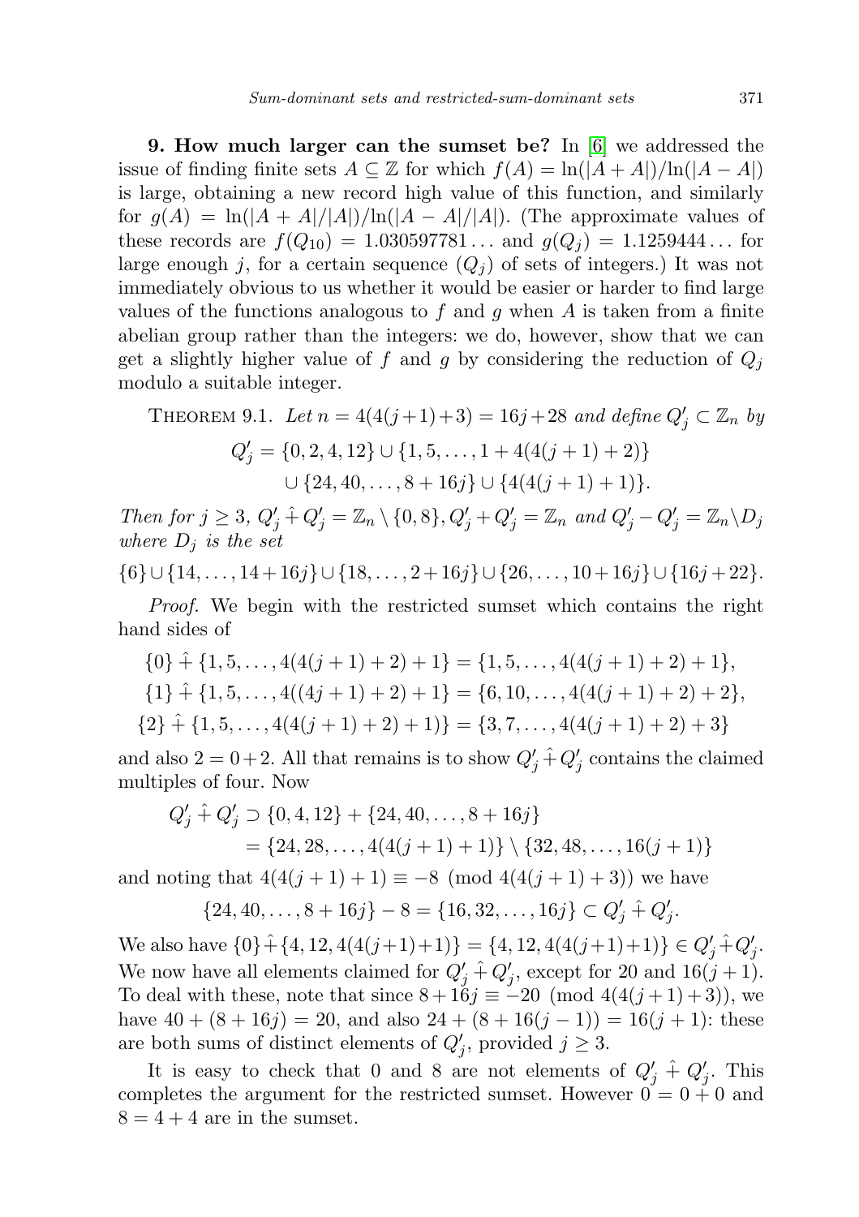**9. How much larger can the sumset be?** In [6] we addressed the issue of finding finite sets $A \subseteq \mathbb{Z}$ for which $f(A) = \ln(|A+A|)/\ln(|A-A|)$ is large, obtaining a new record high value of this function, and similarly for $g(A) = \ln(|A+A|/|A|)/\ln(|A-A|/|A|)$. (The approximate values of these records are $f(Q_{10}) = 1.030597781\ldots$ and $g(Q_j) = 1.1259444\ldots$ for large enough $j$, for a certain sequence $(Q_j)$ of sets of integers.) It was not immediately obvious to us whether it would be easier or harder to find large values of the functions analogous to $f$ and $g$ when $A$ is taken from a finite abelian group rather than the integers: we do, however, show that we can get a slightly higher value of $f$ and $g$ by considering the reduction of $Q_j$ modulo a suitable integer.

Theorem 9.1. *Let $n = 4(4(j+1)+3) = 16j+28$ and define $Q'_j \subset \mathbb{Z}_n$ by*

$$Q'_j = \{0,2,4,12\} \cup \{1,5,\ldots,1+4(4(j+1)+2)\}$$
$$\cup \{24,40,\ldots,8+16j\} \cup \{4(4(j+1)+1)\}.$$

*Then for $j \geq 3$, $Q'_j \hat{+} Q'_j = \mathbb{Z}_n \setminus \{0,8\}$, $Q'_j + Q'_j = \mathbb{Z}_n$ and $Q'_j - Q'_j = \mathbb{Z}_n \setminus D_j$ where $D_j$ is the set*

$$\{6\} \cup \{14,\ldots,14+16j\} \cup \{18,\ldots,2+16j\} \cup \{26,\ldots,10+16j\} \cup \{16j+22\}.$$

*Proof.* We begin with the restricted sumset which contains the right hand sides of

$$\{0\} \hat{+} \{1,5,\ldots,4(4(j+1)+2)+1\} = \{1,5,\ldots,4(4(j+1)+2)+1\},$$
$$\{1\} \hat{+} \{1,5,\ldots,4((4j+1)+2)+1\} = \{6,10,\ldots,4(4(j+1)+2)+2\},$$
$$\{2\} \hat{+} \{1,5,\ldots,4(4(j+1)+2)+1)\} = \{3,7,\ldots,4(4(j+1)+2)+3\}$$

and also $2 = 0+2$. All that remains is to show $Q'_j \hat{+} Q'_j$ contains the claimed multiples of four. Now

$$Q'_j \hat{+} Q'_j \supset \{0,4,12\} + \{24,40,\ldots,8+16j\}$$
$$= \{24,28,\ldots,4(4(j+1)+1)\} \setminus \{32,48,\ldots,16(j+1)\}$$

and noting that $4(4(j+1)+1) \equiv -8 \pmod{4(4(j+1)+3)}$ we have

$$\{24,40,\ldots,8+16j\} - 8 = \{16,32,\ldots,16j\} \subset Q'_j \hat{+} Q'_j.$$

We also have $\{0\} \hat{+} \{4,12,4(4(j+1)+1)\} = \{4,12,4(4(j+1)+1)\} \in Q'_j \hat{+} Q'_j$. We now have all elements claimed for $Q'_j \hat{+} Q'_j$, except for 20 and $16(j+1)$. To deal with these, note that since $8+16j \equiv -20 \pmod{4(4(j+1)+3)}$, we have $40+(8+16j) = 20$, and also $24+(8+16(j-1)) = 16(j+1)$: these are both sums of distinct elements of $Q'_j$, provided $j \geq 3$.

It is easy to check that 0 and 8 are not elements of $Q'_j \hat{+} Q'_j$. This completes the argument for the restricted sumset. However $0 = 0+0$ and $8 = 4+4$ are in the sumset.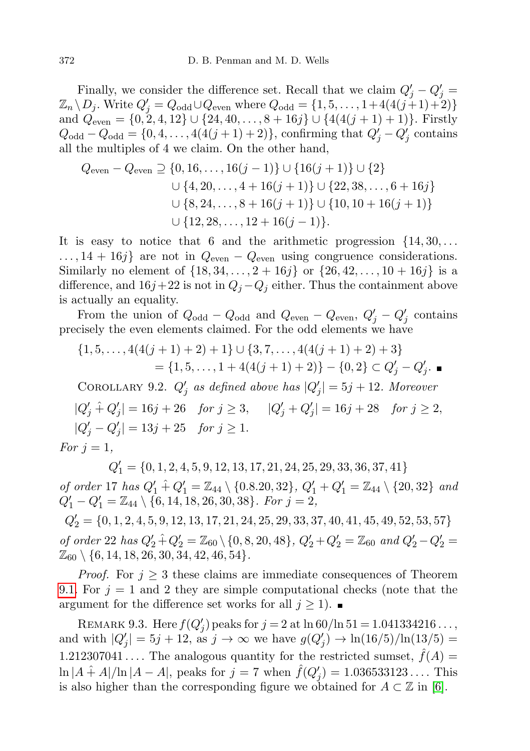Finally, we consider the difference set. Recall that we claim $Q'_j - Q'_j = \mathbb{Z}_n \setminus D_j$. Write $Q'_j = Q_{\text{odd}} \cup Q_{\text{even}}$ where $Q_{\text{odd}} = \{1, 5, \ldots, 1+4(4(j+1)+2)\}$ and $Q_{\text{even}} = \{0, 2, 4, 12\} \cup \{24, 40, \ldots, 8+16j\} \cup \{4(4(j+1)+1)\}$. Firstly $Q_{\text{odd}} - Q_{\text{odd}} = \{0, 4, \ldots, 4(4(j+1)+2)\}$, confirming that $Q'_j - Q'_j$ contains all the multiples of 4 we claim. On the other hand,

$$\begin{aligned}
Q_{\text{even}} - Q_{\text{even}} \supseteq{} & \{0, 16, \ldots, 16(j-1)\} \cup \{16(j+1)\} \cup \{2\} \\
& \cup \{4, 20, \ldots, 4+16(j+1)\} \cup \{22, 38, \ldots, 6+16j\} \\
& \cup \{8, 24, \ldots, 8+16(j+1)\} \cup \{10, 10+16(j+1)\} \\
& \cup \{12, 28, \ldots, 12+16(j-1)\}.
\end{aligned}$$

It is easy to notice that 6 and the arithmetic progression $\{14, 30, \ldots, 14+16j\}$ are not in $Q_{\text{even}} - Q_{\text{even}}$ using congruence considerations. Similarly no element of $\{18, 34, \ldots, 2+16j\}$ or $\{26, 42, \ldots, 10+16j\}$ is a difference, and $16j+22$ is not in $Q_j - Q_j$ either. Thus the containment above is actually an equality.

From the union of $Q_{\text{odd}} - Q_{\text{odd}}$ and $Q_{\text{even}} - Q_{\text{even}}$, $Q'_j - Q'_j$ contains precisely the even elements claimed. For the odd elements we have

$$\begin{aligned}
& \{1, 5, \ldots, 4(4(j+1)+2)+1\} \cup \{3, 7, \ldots, 4(4(j+1)+2)+3\} \\
& \qquad = \{1, 5, \ldots, 1+4(4(j+1)+2)\} - \{0, 2\} \subset Q'_j - Q'_j. \ \blacksquare
\end{aligned}$$

Corollary 9.2. *$Q'_j$ as defined above has $|Q'_j| = 5j+12$. Moreover*

$$|Q'_j \hat{+} Q'_j| = 16j+26 \quad \textit{for } j \geq 3, \qquad |Q'_j + Q'_j| = 16j+28 \quad \textit{for } j \geq 2,$$
$$|Q'_j - Q'_j| = 13j+25 \quad \textit{for } j \geq 1.$$

*For $j = 1$,*

$$Q'_1 = \{0, 1, 2, 4, 5, 9, 12, 13, 17, 21, 24, 25, 29, 33, 36, 37, 41\}$$

*of order* 17 *has $Q'_1 \hat{+} Q'_1 = \mathbb{Z}_{44} \setminus \{0.8.20, 32\}$, $Q'_1 + Q'_1 = \mathbb{Z}_{44} \setminus \{20, 32\}$ and $Q'_1 - Q'_1 = \mathbb{Z}_{44} \setminus \{6, 14, 18, 26, 30, 38\}$. For $j = 2$,*

$$Q'_2 = \{0, 1, 2, 4, 5, 9, 12, 13, 17, 21, 24, 25, 29, 33, 37, 40, 41, 45, 49, 52, 53, 57\}$$

*of order* 22 *has $Q'_2 \hat{+} Q'_2 = \mathbb{Z}_{60} \setminus \{0, 8, 20, 48\}$, $Q'_2 + Q'_2 = \mathbb{Z}_{60}$ and $Q'_2 - Q'_2 = \mathbb{Z}_{60} \setminus \{6, 14, 18, 26, 30, 34, 42, 46, 54\}$.*

*Proof.* For $j \geq 3$ these claims are immediate consequences of Theorem 9.1. For $j = 1$ and 2 they are simple computational checks (note that the argument for the difference set works for all $j \geq 1$). $\blacksquare$

Remark 9.3. Here $f(Q'_j)$ peaks for $j = 2$ at $\ln 60/\ln 51 = 1.041334216\ldots$, and with $|Q'_j| = 5j+12$, as $j \to \infty$ we have $g(Q'_j) \to \ln(16/5)/\ln(13/5) = 1.212307041\ldots$. The analogous quantity for the restricted sumset, $\hat{f}(A) = \ln|A \hat{+} A|/\ln|A - A|$, peaks for $j = 7$ when $\hat{f}(Q'_j) = 1.036533123\ldots$. This is also higher than the corresponding figure we obtained for $A \subset \mathbb{Z}$ in [6].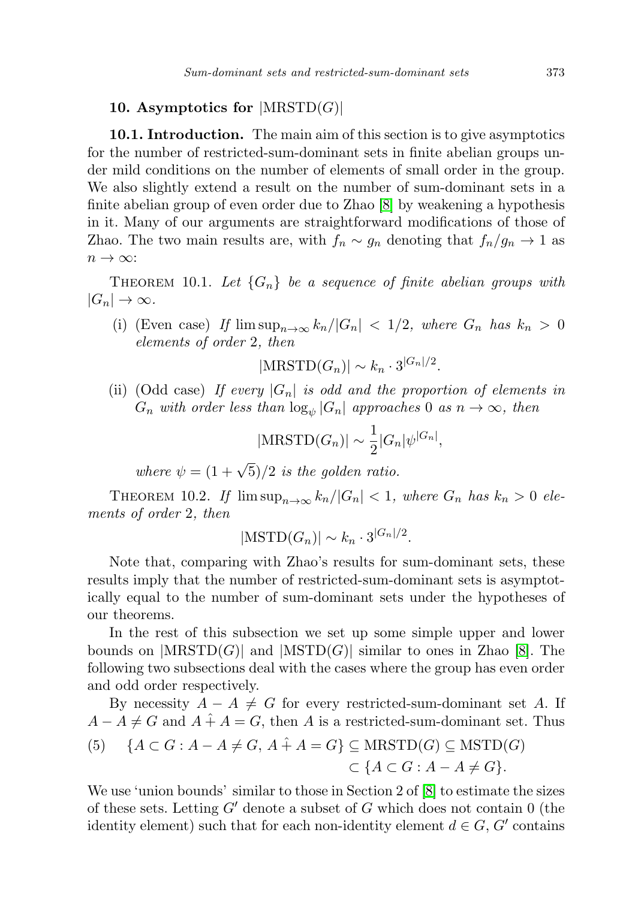## 10. Asymptotics for $|\mathrm{MRSTD}(G)|$

**10.1. Introduction.** The main aim of this section is to give asymptotics for the number of restricted-sum-dominant sets in finite abelian groups under mild conditions on the number of elements of small order in the group. We also slightly extend a result on the number of sum-dominant sets in a finite abelian group of even order due to Zhao [8] by weakening a hypothesis in it. Many of our arguments are straightforward modifications of those of Zhao. The two main results are, with $f_n \sim g_n$ denoting that $f_n/g_n \to 1$ as $n \to \infty$:

THEOREM 10.1. *Let $\{G_n\}$ be a sequence of finite abelian groups with $|G_n| \to \infty$.*

(i) (Even case) *If $\limsup_{n\to\infty} k_n/|G_n| < 1/2$, where $G_n$ has $k_n > 0$ elements of order 2, then*

$$|\mathrm{MRSTD}(G_n)| \sim k_n \cdot 3^{|G_n|/2}.$$

(ii) (Odd case) *If every $|G_n|$ is odd and the proportion of elements in $G_n$ with order less than $\log_\psi |G_n|$ approaches 0 as $n \to \infty$, then*

$$|\mathrm{MRSTD}(G_n)| \sim \frac{1}{2}|G_n|\psi^{|G_n|},$$

*where $\psi = (1+\sqrt{5})/2$ is the golden ratio.*

THEOREM 10.2. *If $\limsup_{n\to\infty} k_n/|G_n| < 1$, where $G_n$ has $k_n > 0$ elements of order 2, then*

$$|\mathrm{MSTD}(G_n)| \sim k_n \cdot 3^{|G_n|/2}.$$

Note that, comparing with Zhao's results for sum-dominant sets, these results imply that the number of restricted-sum-dominant sets is asymptotically equal to the number of sum-dominant sets under the hypotheses of our theorems.

In the rest of this subsection we set up some simple upper and lower bounds on $|\mathrm{MRSTD}(G)|$ and $|\mathrm{MSTD}(G)|$ similar to ones in Zhao [8]. The following two subsections deal with the cases where the group has even order and odd order respectively.

By necessity $A - A \neq G$ for every restricted-sum-dominant set $A$. If $A - A \neq G$ and $A \hat{+} A = G$, then $A$ is a restricted-sum-dominant set. Thus

$$(5) \qquad \{A \subset G : A - A \neq G,\ A \hat{+} A = G\} \subseteq \mathrm{MRSTD}(G) \subseteq \mathrm{MSTD}(G) \subset \{A \subset G : A - A \neq G\}.$$

We use 'union bounds' similar to those in Section 2 of [8] to estimate the sizes of these sets. Letting $G'$ denote a subset of $G$ which does not contain 0 (the identity element) such that for each non-identity element $d \in G$, $G'$ contains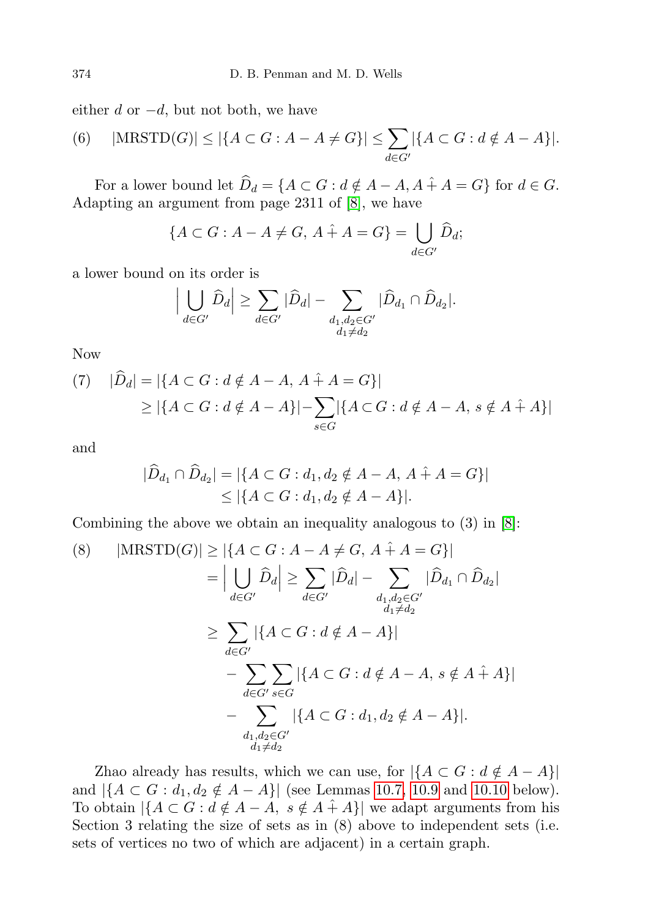either $d$ or $-d$, but not both, we have

$$
\text{(6)} \qquad |\mathrm{MRSTD}(G)| \le |\{A \subset G : A - A \ne G\}| \le \sum_{d \in G'} |\{A \subset G : d \notin A - A\}|.
$$

For a lower bound let $\widehat{D}_d = \{A \subset G : d \notin A - A, A \hat{+} A = G\}$ for $d \in G$. Adapting an argument from page 2311 of [8], we have

$$
\{A \subset G : A - A \ne G,\ A \hat{+} A = G\} = \bigcup_{d \in G'} \widehat{D}_d;
$$

a lower bound on its order is

$$
\Big| \bigcup_{d \in G'} \widehat{D}_d \Big| \ge \sum_{d \in G'} |\widehat{D}_d| - \sum_{\substack{d_1, d_2 \in G' \\ d_1 \ne d_2}} |\widehat{D}_{d_1} \cap \widehat{D}_{d_2}|.
$$

Now

$$
\begin{aligned}
\text{(7)} \quad |\widehat{D}_d| &= |\{A \subset G : d \notin A - A,\ A \hat{+} A = G\}| \\
&\ge |\{A \subset G : d \notin A - A\}| - \sum_{s \in G} |\{A \subset G : d \notin A - A,\ s \notin A \hat{+} A\}|
\end{aligned}
$$

and

$$
\begin{aligned}
|\widehat{D}_{d_1} \cap \widehat{D}_{d_2}| &= |\{A \subset G : d_1, d_2 \notin A - A,\ A \hat{+} A = G\}| \\
&\le |\{A \subset G : d_1, d_2 \notin A - A\}|.
\end{aligned}
$$

Combining the above we obtain an inequality analogous to (3) in [8]:

$$
\begin{aligned}
\text{(8)} \qquad |\mathrm{MRSTD}(G)| &\ge |\{A \subset G : A - A \ne G,\ A \hat{+} A = G\}| \\
&= \Big| \bigcup_{d \in G'} \widehat{D}_d \Big| \ge \sum_{d \in G'} |\widehat{D}_d| - \sum_{\substack{d_1, d_2 \in G' \\ d_1 \ne d_2}} |\widehat{D}_{d_1} \cap \widehat{D}_{d_2}| \\
&\ge \sum_{d \in G'} |\{A \subset G : d \notin A - A\}| \\
&\quad - \sum_{d \in G'} \sum_{s \in G} |\{A \subset G : d \notin A - A,\ s \notin A \hat{+} A\}| \\
&\quad - \sum_{\substack{d_1, d_2 \in G' \\ d_1 \ne d_2}} |\{A \subset G : d_1, d_2 \notin A - A\}|.
\end{aligned}
$$

Zhao already has results, which we can use, for $|\{A \subset G : d \notin A - A\}|$ and $|\{A \subset G : d_1, d_2 \notin A - A\}|$ (see Lemmas 10.7, 10.9 and 10.10 below). To obtain $|\{A \subset G : d \notin A - A,\ s \notin A \hat{+} A\}|$ we adapt arguments from his Section 3 relating the size of sets as in (8) above to independent sets (i.e. sets of vertices no two of which are adjacent) in a certain graph.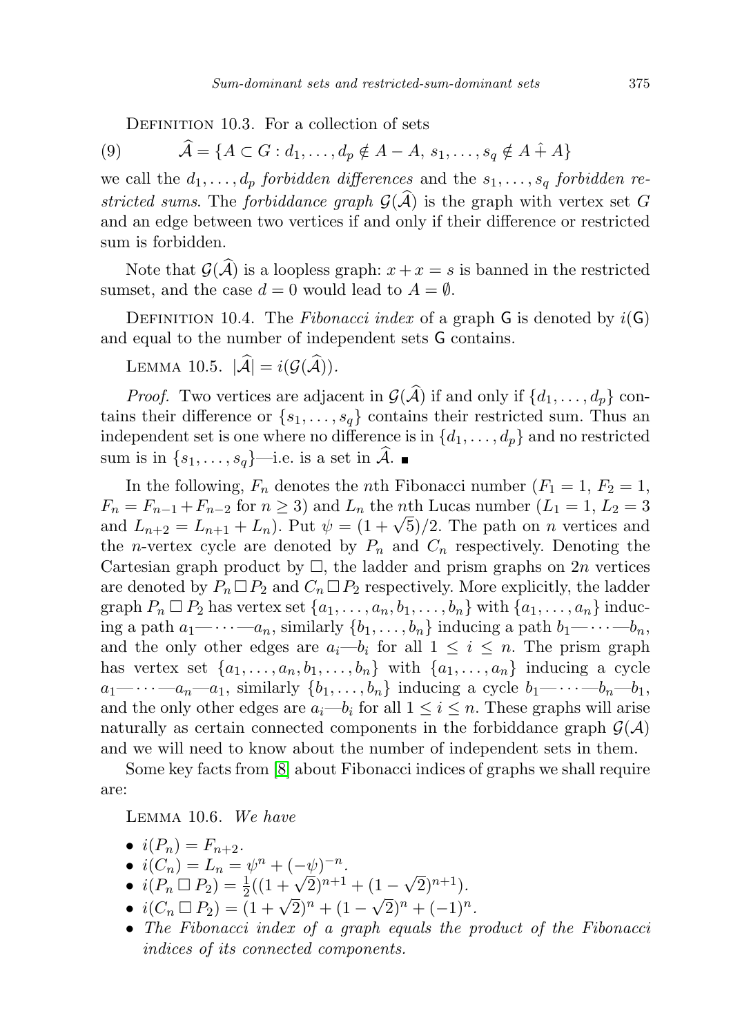DEFINITION 10.3. For a collection of sets

$$\widehat{\mathcal{A}} = \{A \subset G : d_1, \ldots, d_p \notin A - A,\ s_1, \ldots, s_q \notin A \hat{+} A\} \tag{9}$$

we call the $d_1, \ldots, d_p$ *forbidden differences* and the $s_1, \ldots, s_q$ *forbidden restricted sums*. The *forbiddance graph* $\mathcal{G}(\widehat{\mathcal{A}})$ is the graph with vertex set $G$ and an edge between two vertices if and only if their difference or restricted sum is forbidden.

Note that $\mathcal{G}(\widehat{\mathcal{A}})$ is a loopless graph: $x + x = s$ is banned in the restricted sumset, and the case $d = 0$ would lead to $A = \emptyset$.

DEFINITION 10.4. The *Fibonacci index* of a graph $\mathsf{G}$ is denoted by $i(\mathsf{G})$ and equal to the number of independent sets $\mathsf{G}$ contains.

LEMMA 10.5. $|\widehat{\mathcal{A}}| = i(\mathcal{G}(\widehat{\mathcal{A}}))$.

*Proof.* Two vertices are adjacent in $\mathcal{G}(\widehat{\mathcal{A}})$ if and only if $\{d_1, \ldots, d_p\}$ contains their difference or $\{s_1, \ldots, s_q\}$ contains their restricted sum. Thus an independent set is one where no difference is in $\{d_1, \ldots, d_p\}$ and no restricted sum is in $\{s_1, \ldots, s_q\}$—i.e. is a set in $\widehat{\mathcal{A}}$. ∎

In the following, $F_n$ denotes the $n$th Fibonacci number ($F_1 = 1$, $F_2 = 1$, $F_n = F_{n-1} + F_{n-2}$ for $n \geq 3$) and $L_n$ the $n$th Lucas number ($L_1 = 1$, $L_2 = 3$ and $L_{n+2} = L_{n+1} + L_n$). Put $\psi = (1 + \sqrt{5})/2$. The path on $n$ vertices and the $n$-vertex cycle are denoted by $P_n$ and $C_n$ respectively. Denoting the Cartesian graph product by $\square$, the ladder and prism graphs on $2n$ vertices are denoted by $P_n \,\square\, P_2$ and $C_n \,\square\, P_2$ respectively. More explicitly, the ladder graph $P_n \,\square\, P_2$ has vertex set $\{a_1, \ldots, a_n, b_1, \ldots, b_n\}$ with $\{a_1, \ldots, a_n\}$ inducing a path $a_1 — \cdots — a_n$, similarly $\{b_1, \ldots, b_n\}$ inducing a path $b_1 — \cdots — b_n$, and the only other edges are $a_i — b_i$ for all $1 \leq i \leq n$. The prism graph has vertex set $\{a_1, \ldots, a_n, b_1, \ldots, b_n\}$ with $\{a_1, \ldots, a_n\}$ inducing a cycle $a_1 — \cdots — a_n — a_1$, similarly $\{b_1, \ldots, b_n\}$ inducing a cycle $b_1 — \cdots — b_n — b_1$, and the only other edges are $a_i — b_i$ for all $1 \leq i \leq n$. These graphs will arise naturally as certain connected components in the forbiddance graph $\mathcal{G}(\mathcal{A})$ and we will need to know about the number of independent sets in them.

Some key facts from [8] about Fibonacci indices of graphs we shall require are:

LEMMA 10.6. *We have*

- $i(P_n) = F_{n+2}$.
- $i(C_n) = L_n = \psi^n + (-\psi)^{-n}$.
- $i(P_n \,\square\, P_2) = \frac{1}{2}((1 + \sqrt{2})^{n+1} + (1 - \sqrt{2})^{n+1})$.
- $i(C_n \,\square\, P_2) = (1 + \sqrt{2})^n + (1 - \sqrt{2})^n + (-1)^n$.
- *The Fibonacci index of a graph equals the product of the Fibonacci indices of its connected components.*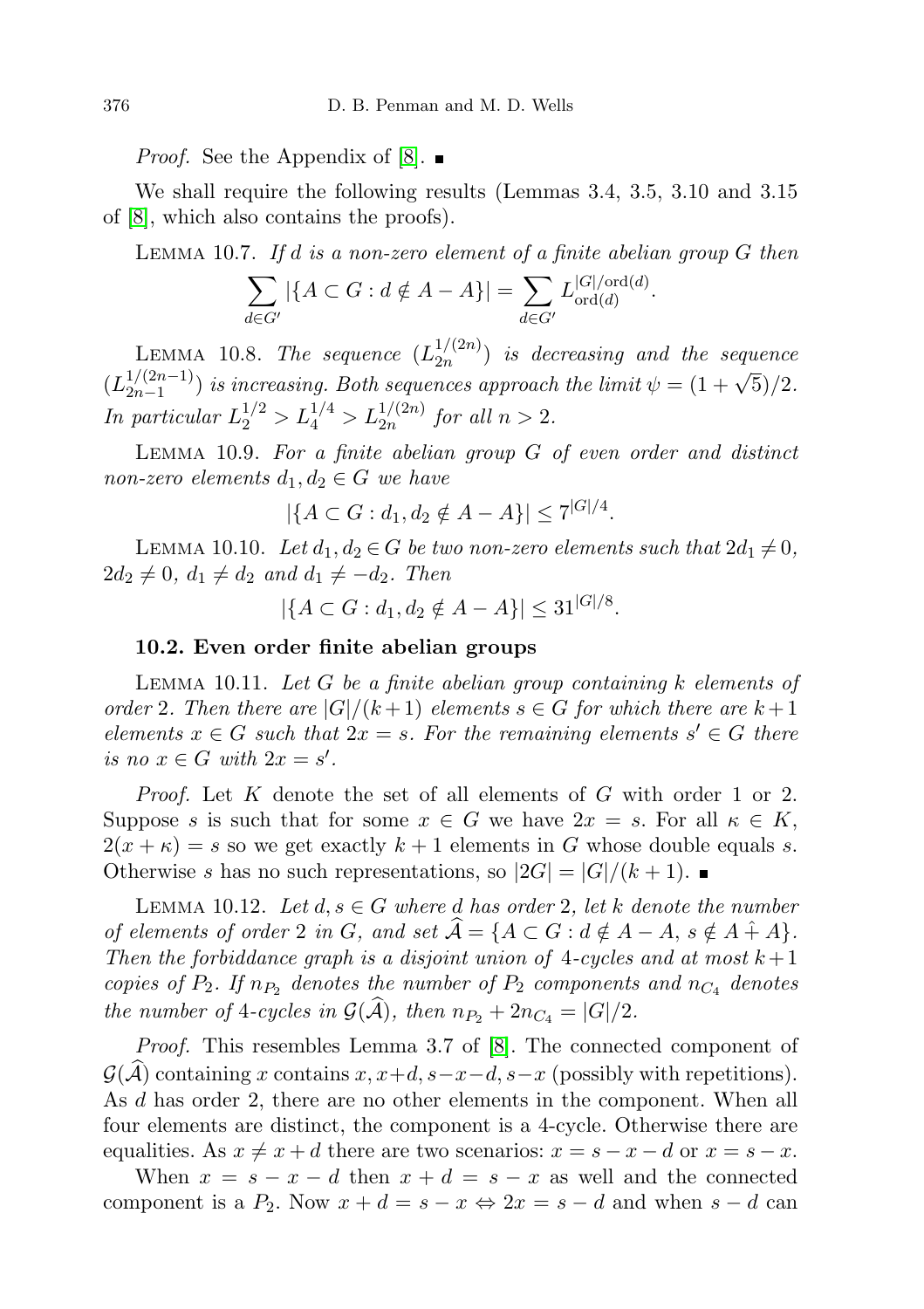*Proof.* See the Appendix of [8]. ∎

We shall require the following results (Lemmas 3.4, 3.5, 3.10 and 3.15 of [8], which also contains the proofs).

LEMMA 10.7. *If $d$ is a non-zero element of a finite abelian group $G$ then*

$$\sum_{d\in G'} |\{A \subset G : d \notin A - A\}| = \sum_{d\in G'} L_{\mathrm{ord}(d)}^{|G|/\mathrm{ord}(d)}.$$

LEMMA 10.8. *The sequence $(L_{2n}^{1/(2n)})$ is decreasing and the sequence $(L_{2n-1}^{1/(2n-1)})$ is increasing. Both sequences approach the limit $\psi = (1+\sqrt{5})/2$. In particular $L_2^{1/2} > L_4^{1/4} > L_{2n}^{1/(2n)}$ for all $n > 2$.*

LEMMA 10.9. *For a finite abelian group $G$ of even order and distinct non-zero elements $d_1, d_2 \in G$ we have*

$$|\{A \subset G : d_1, d_2 \notin A - A\}| \le 7^{|G|/4}.$$

LEMMA 10.10. *Let $d_1, d_2 \in G$ be two non-zero elements such that $2d_1 \neq 0$, $2d_2 \neq 0$, $d_1 \neq d_2$ and $d_1 \neq -d_2$. Then*

$$|\{A \subset G : d_1, d_2 \notin A - A\}| \le 31^{|G|/8}.$$

### 10.2. Even order finite abelian groups

LEMMA 10.11. *Let $G$ be a finite abelian group containing $k$ elements of order 2. Then there are $|G|/(k+1)$ elements $s \in G$ for which there are $k+1$ elements $x \in G$ such that $2x = s$. For the remaining elements $s' \in G$ there is no $x \in G$ with $2x = s'$.*

*Proof.* Let $K$ denote the set of all elements of $G$ with order 1 or 2. Suppose $s$ is such that for some $x \in G$ we have $2x = s$. For all $\kappa \in K$, $2(x+\kappa) = s$ so we get exactly $k+1$ elements in $G$ whose double equals $s$. Otherwise $s$ has no such representations, so $|2G| = |G|/(k+1)$. ∎

LEMMA 10.12. *Let $d, s \in G$ where $d$ has order 2, let $k$ denote the number of elements of order 2 in $G$, and set $\widehat{\mathcal{A}} = \{A \subset G : d \notin A - A,\ s \notin A \hat{+} A\}$. Then the forbiddance graph is a disjoint union of 4-cycles and at most $k+1$ copies of $P_2$. If $n_{P_2}$ denotes the number of $P_2$ components and $n_{C_4}$ denotes the number of 4-cycles in $\mathcal{G}(\widehat{\mathcal{A}})$, then $n_{P_2} + 2n_{C_4} = |G|/2$.*

*Proof.* This resembles Lemma 3.7 of [8]. The connected component of $\mathcal{G}(\widehat{\mathcal{A}})$ containing $x$ contains $x, x+d, s-x-d, s-x$ (possibly with repetitions). As $d$ has order 2, there are no other elements in the component. When all four elements are distinct, the component is a 4-cycle. Otherwise there are equalities. As $x \neq x+d$ there are two scenarios: $x = s-x-d$ or $x = s-x$.

When $x = s-x-d$ then $x+d = s-x$ as well and the connected component is a $P_2$. Now $x+d = s-x \Leftrightarrow 2x = s-d$ and when $s-d$ can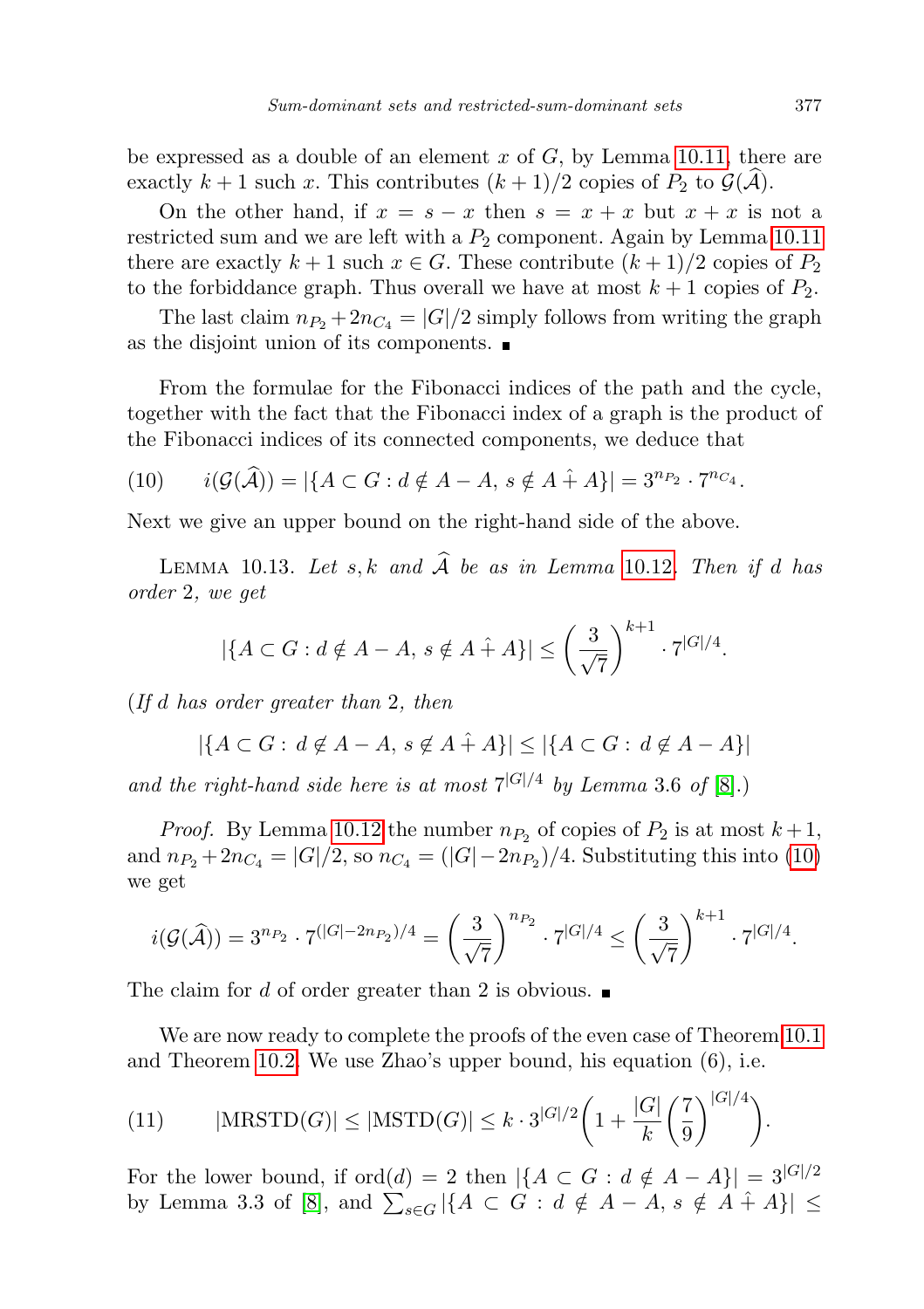be expressed as a double of an element $x$ of $G$, by Lemma 10.11, there are exactly $k+1$ such $x$. This contributes $(k+1)/2$ copies of $P_2$ to $\mathcal{G}(\widehat{\mathcal{A}})$.

On the other hand, if $x = s - x$ then $s = x + x$ but $x + x$ is not a restricted sum and we are left with a $P_2$ component. Again by Lemma 10.11 there are exactly $k+1$ such $x \in G$. These contribute $(k+1)/2$ copies of $P_2$ to the forbiddance graph. Thus overall we have at most $k+1$ copies of $P_2$.

The last claim $n_{P_2} + 2n_{C_4} = |G|/2$ simply follows from writing the graph as the disjoint union of its components. ■

From the formulae for the Fibonacci indices of the path and the cycle, together with the fact that the Fibonacci index of a graph is the product of the Fibonacci indices of its connected components, we deduce that

$$i(\mathcal{G}(\widehat{\mathcal{A}})) = |\{A \subset G : d \notin A - A,\ s \notin A \hat{+} A\}| = 3^{n_{P_2}} \cdot 7^{n_{C_4}}. \tag{10}$$

Next we give an upper bound on the right-hand side of the above.

Lemma 10.13. *Let $s, k$ and $\widehat{\mathcal{A}}$ be as in Lemma 10.12. Then if $d$ has order 2, we get*

$$|\{A \subset G : d \notin A - A,\ s \notin A \hat{+} A\}| \le \left(\frac{3}{\sqrt{7}}\right)^{k+1} \cdot 7^{|G|/4}.$$

(*If $d$ has order greater than 2, then*

$$|\{A \subset G :\ d \notin A - A,\ s \notin A \hat{+} A\}| \le |\{A \subset G :\ d \notin A - A\}|$$

*and the right-hand side here is at most $7^{|G|/4}$ by Lemma 3.6 of [8].*)

*Proof.* By Lemma 10.12 the number $n_{P_2}$ of copies of $P_2$ is at most $k+1$, and $n_{P_2} + 2n_{C_4} = |G|/2$, so $n_{C_4} = (|G| - 2n_{P_2})/4$. Substituting this into (10) we get

$$i(\mathcal{G}(\widehat{\mathcal{A}})) = 3^{n_{P_2}} \cdot 7^{(|G|-2n_{P_2})/4} = \left(\frac{3}{\sqrt{7}}\right)^{n_{P_2}} \cdot 7^{|G|/4} \le \left(\frac{3}{\sqrt{7}}\right)^{k+1} \cdot 7^{|G|/4}.$$

The claim for $d$ of order greater than 2 is obvious. ■

We are now ready to complete the proofs of the even case of Theorem 10.1 and Theorem 10.2. We use Zhao's upper bound, his equation (6), i.e.

$$|\mathrm{MRSTD}(G)| \le |\mathrm{MSTD}(G)| \le k \cdot 3^{|G|/2}\left(1 + \frac{|G|}{k}\left(\frac{7}{9}\right)^{|G|/4}\right). \tag{11}$$

For the lower bound, if $\mathrm{ord}(d) = 2$ then $|\{A \subset G : d \notin A - A\}| = 3^{|G|/2}$ by Lemma 3.3 of [8], and $\sum_{s \in G} |\{A \subset G : d \notin A - A,\ s \notin A \hat{+} A\}| \le$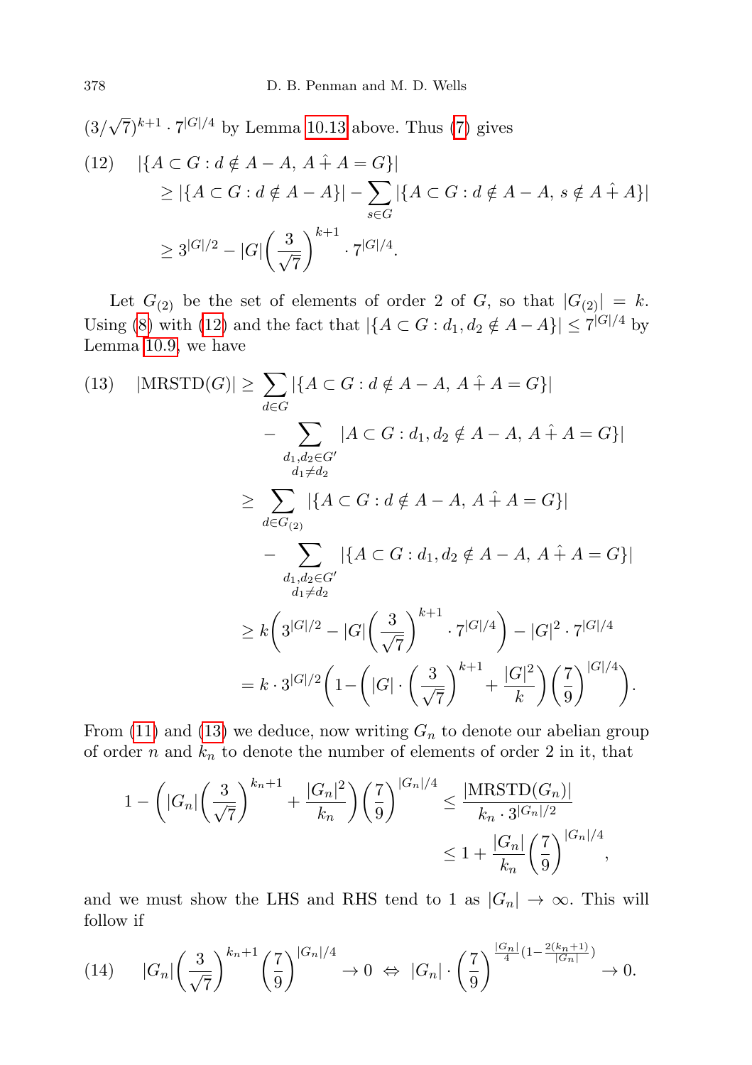$(3/\sqrt{7})^{k+1} \cdot 7^{|G|/4}$ by Lemma 10.13 above. Thus (7) gives

$$
\begin{aligned}
(12) \quad & |\{A \subset G : d \notin A - A,\ A \hat{+} A = G\}| \\
& \geq |\{A \subset G : d \notin A - A\}| - \sum_{s \in G} |\{A \subset G : d \notin A - A,\ s \notin A \hat{+} A\}| \\
& \geq 3^{|G|/2} - |G| \left( \frac{3}{\sqrt{7}} \right)^{k+1} \cdot 7^{|G|/4}.
\end{aligned}
$$

Let $G_{(2)}$ be the set of elements of order 2 of $G$, so that $|G_{(2)}| = k$. Using (8) with (12) and the fact that $|\{A \subset G : d_1, d_2 \notin A - A\}| \leq 7^{|G|/4}$ by Lemma 10.9, we have

$$
\begin{aligned}
(13) \quad |\mathrm{MRSTD}(G)| & \geq \sum_{d \in G} |\{A \subset G : d \notin A - A,\ A \hat{+} A = G\}| \\
& \quad - \sum_{\substack{d_1, d_2 \in G' \\ d_1 \neq d_2}} |A \subset G : d_1, d_2 \notin A - A,\ A \hat{+} A = G\}| \\
& \geq \sum_{d \in G_{(2)}} |\{A \subset G : d \notin A - A,\ A \hat{+} A = G\}| \\
& \quad - \sum_{\substack{d_1, d_2 \in G' \\ d_1 \neq d_2}} |\{A \subset G : d_1, d_2 \notin A - A,\ A \hat{+} A = G\}| \\
& \geq k \left( 3^{|G|/2} - |G| \left( \frac{3}{\sqrt{7}} \right)^{k+1} \cdot 7^{|G|/4} \right) - |G|^2 \cdot 7^{|G|/4} \\
& = k \cdot 3^{|G|/2} \left( 1 - \left( |G| \cdot \left( \frac{3}{\sqrt{7}} \right)^{k+1} + \frac{|G|^2}{k} \right) \left( \frac{7}{9} \right)^{|G|/4} \right).
\end{aligned}
$$

From (11) and (13) we deduce, now writing $G_n$ to denote our abelian group of order $n$ and $k_n$ to denote the number of elements of order 2 in it, that

$$
\begin{aligned}
1 - \left( |G_n| \left( \frac{3}{\sqrt{7}} \right)^{k_n+1} + \frac{|G_n|^2}{k_n} \right) \left( \frac{7}{9} \right)^{|G_n|/4} & \leq \frac{|\mathrm{MRSTD}(G_n)|}{k_n \cdot 3^{|G_n|/2}} \\
& \leq 1 + \frac{|G_n|}{k_n} \left( \frac{7}{9} \right)^{|G_n|/4},
\end{aligned}
$$

and we must show the LHS and RHS tend to 1 as $|G_n| \to \infty$. This will follow if

$$
(14) \quad |G_n| \left( \frac{3}{\sqrt{7}} \right)^{k_n+1} \left( \frac{7}{9} \right)^{|G_n|/4} \to 0 \ \Leftrightarrow \ |G_n| \cdot \left( \frac{7}{9} \right)^{\frac{|G_n|}{4}\left(1 - \frac{2(k_n+1)}{|G_n|}\right)} \to 0.
$$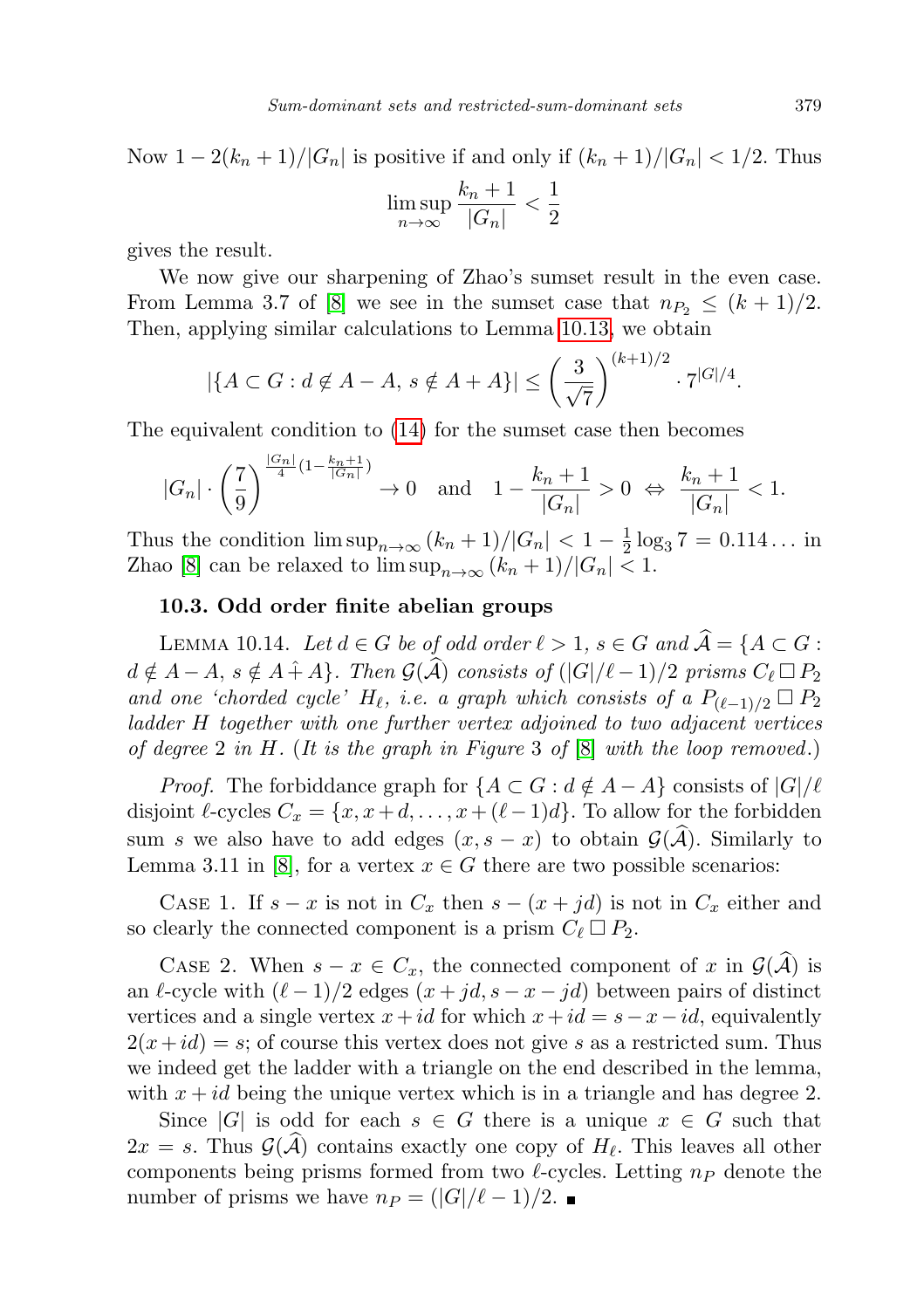Now $1 - 2(k_n+1)/|G_n|$ is positive if and only if $(k_n+1)/|G_n| < 1/2$. Thus

$$\limsup_{n\to\infty} \frac{k_n+1}{|G_n|} < \frac{1}{2}$$

gives the result.

We now give our sharpening of Zhao's sumset result in the even case. From Lemma 3.7 of [8] we see in the sumset case that $n_{P_2} \leq (k+1)/2$. Then, applying similar calculations to Lemma 10.13, we obtain

$$|\{A \subset G : d \notin A - A,\ s \notin A + A\}| \leq \left(\frac{3}{\sqrt{7}}\right)^{(k+1)/2} \cdot 7^{|G|/4}.$$

The equivalent condition to (14) for the sumset case then becomes

$$|G_n| \cdot \left(\frac{7}{9}\right)^{\frac{|G_n|}{4}(1-\frac{k_n+1}{|G_n|})} \to 0 \quad \text{and} \quad 1 - \frac{k_n+1}{|G_n|} > 0 \Leftrightarrow \frac{k_n+1}{|G_n|} < 1.$$

Thus the condition $\limsup_{n\to\infty} (k_n+1)/|G_n| < 1 - \frac{1}{2}\log_3 7 = 0.114\ldots$ in Zhao [8] can be relaxed to $\limsup_{n\to\infty} (k_n+1)/|G_n| < 1$.

### 10.3. Odd order finite abelian groups

LEMMA 10.14. *Let $d \in G$ be of odd order $\ell > 1$, $s \in G$ and $\widehat{\mathcal{A}} = \{A \subset G : d \notin A - A,\ s \notin A \hat{+} A\}$. Then $\mathcal{G}(\widehat{\mathcal{A}})$ consists of $(|G|/\ell - 1)/2$ prisms $C_\ell \,\square\, P_2$ and one 'chorded cycle' $H_\ell$, i.e. a graph which consists of a $P_{(\ell-1)/2} \,\square\, P_2$ ladder $H$ together with one further vertex adjoined to two adjacent vertices of degree 2 in $H$. (It is the graph in Figure 3 of [8] with the loop removed.)*

*Proof.* The forbiddance graph for $\{A \subset G : d \notin A - A\}$ consists of $|G|/\ell$ disjoint $\ell$-cycles $C_x = \{x, x+d, \ldots, x+(\ell-1)d\}$. To allow for the forbidden sum $s$ we also have to add edges $(x, s-x)$ to obtain $\mathcal{G}(\widehat{\mathcal{A}})$. Similarly to Lemma 3.11 in [8], for a vertex $x \in G$ there are two possible scenarios:

CASE 1. If $s - x$ is not in $C_x$ then $s - (x + jd)$ is not in $C_x$ either and so clearly the connected component is a prism $C_\ell \,\square\, P_2$.

CASE 2. When $s - x \in C_x$, the connected component of $x$ in $\mathcal{G}(\widehat{\mathcal{A}})$ is an $\ell$-cycle with $(\ell-1)/2$ edges $(x+jd, s-x-jd)$ between pairs of distinct vertices and a single vertex $x+id$ for which $x+id = s-x-id$, equivalently $2(x+id) = s$; of course this vertex does not give $s$ as a restricted sum. Thus we indeed get the ladder with a triangle on the end described in the lemma, with $x+id$ being the unique vertex which is in a triangle and has degree 2.

Since $|G|$ is odd for each $s \in G$ there is a unique $x \in G$ such that $2x = s$. Thus $\mathcal{G}(\widehat{\mathcal{A}})$ contains exactly one copy of $H_\ell$. This leaves all other components being prisms formed from two $\ell$-cycles. Letting $n_P$ denote the number of prisms we have $n_P = (|G|/\ell - 1)/2$. ∎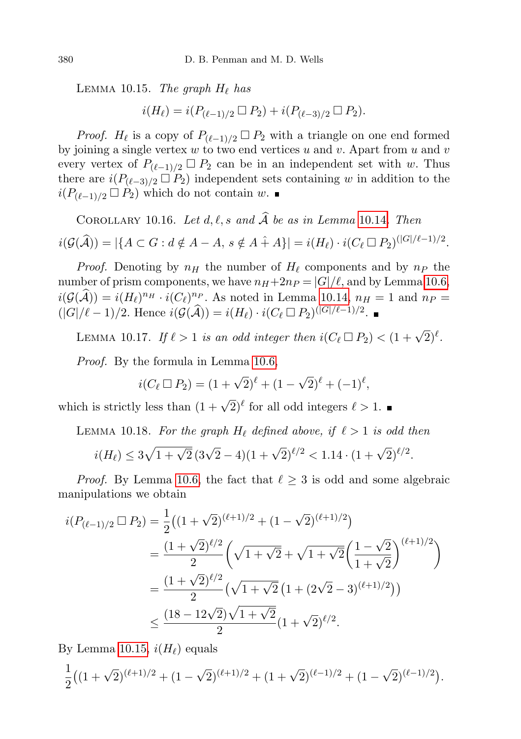LEMMA 10.15. *The graph $H_\ell$ has*

$$i(H_\ell) = i(P_{(\ell-1)/2} \,\square\, P_2) + i(P_{(\ell-3)/2} \,\square\, P_2).$$

*Proof.* $H_\ell$ is a copy of $P_{(\ell-1)/2} \,\square\, P_2$ with a triangle on one end formed by joining a single vertex $w$ to two end vertices $u$ and $v$. Apart from $u$ and $v$ every vertex of $P_{(\ell-1)/2} \,\square\, P_2$ can be in an independent set with $w$. Thus there are $i(P_{(\ell-3)/2} \,\square\, P_2)$ independent sets containing $w$ in addition to the $i(P_{(\ell-1)/2} \,\square\, P_2)$ which do not contain $w$. ∎

COROLLARY 10.16. *Let $d, \ell, s$ and $\widehat{\mathcal{A}}$ be as in Lemma 10.14. Then*

$$i(\mathcal{G}(\widehat{\mathcal{A}})) = |\{A \subset G : d \notin A - A,\ s \notin A \hat{+} A\}| = i(H_\ell) \cdot i(C_\ell \,\square\, P_2)^{(|G|/\ell - 1)/2}.$$

*Proof.* Denoting by $n_H$ the number of $H_\ell$ components and by $n_P$ the number of prism components, we have $n_H + 2n_P = |G|/\ell$, and by Lemma 10.6, $i(\mathcal{G}(\widehat{\mathcal{A}})) = i(H_\ell)^{n_H} \cdot i(C_\ell)^{n_P}$. As noted in Lemma 10.14, $n_H = 1$ and $n_P = (|G|/\ell - 1)/2$. Hence $i(\mathcal{G}(\widehat{\mathcal{A}})) = i(H_\ell) \cdot i(C_\ell \,\square\, P_2)^{(|G|/\ell - 1)/2}$. ∎

LEMMA 10.17. *If $\ell > 1$ is an odd integer then $i(C_\ell \,\square\, P_2) < (1 + \sqrt{2})^\ell$.*

*Proof.* By the formula in Lemma 10.6,

$$i(C_\ell \,\square\, P_2) = (1 + \sqrt{2})^\ell + (1 - \sqrt{2})^\ell + (-1)^\ell,$$

which is strictly less than $(1 + \sqrt{2})^\ell$ for all odd integers $\ell > 1$. ∎

LEMMA 10.18. *For the graph $H_\ell$ defined above, if $\ell > 1$ is odd then*

$$i(H_\ell) \le 3\sqrt{1 + \sqrt{2}}\,(3\sqrt{2} - 4)(1 + \sqrt{2})^{\ell/2} < 1.14 \cdot (1 + \sqrt{2})^{\ell/2}.$$

*Proof.* By Lemma 10.6, the fact that $\ell \ge 3$ is odd and some algebraic manipulations we obtain

$$\begin{aligned}
i(P_{(\ell-1)/2} \,\square\, P_2) &= \frac{1}{2}\big((1 + \sqrt{2})^{(\ell+1)/2} + (1 - \sqrt{2})^{(\ell+1)/2}\big) \\
&= \frac{(1 + \sqrt{2})^{\ell/2}}{2}\left(\sqrt{1 + \sqrt{2}} + \sqrt{1 + \sqrt{2}}\left(\frac{1 - \sqrt{2}}{1 + \sqrt{2}}\right)^{(\ell+1)/2}\right) \\
&= \frac{(1 + \sqrt{2})^{\ell/2}}{2}\big(\sqrt{1 + \sqrt{2}}\,\big(1 + (2\sqrt{2} - 3)^{(\ell+1)/2}\big)\big) \\
&\le \frac{(18 - 12\sqrt{2})\sqrt{1 + \sqrt{2}}}{2}(1 + \sqrt{2})^{\ell/2}.
\end{aligned}$$

By Lemma 10.15, $i(H_\ell)$ equals

$$\frac{1}{2}\big((1 + \sqrt{2})^{(\ell+1)/2} + (1 - \sqrt{2})^{(\ell+1)/2} + (1 + \sqrt{2})^{(\ell-1)/2} + (1 - \sqrt{2})^{(\ell-1)/2}\big).$$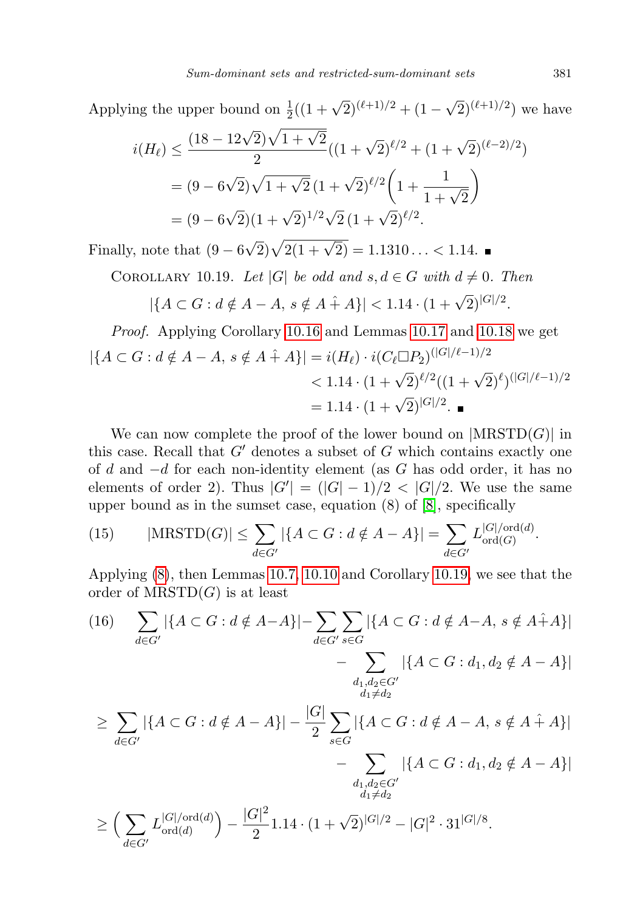Applying the upper bound on $\frac{1}{2}((1+\sqrt{2})^{(\ell+1)/2} + (1-\sqrt{2})^{(\ell+1)/2})$ we have

$$
\begin{aligned}
i(H_\ell) &\le \frac{(18-12\sqrt{2})\sqrt{1+\sqrt{2}}}{2}((1+\sqrt{2})^{\ell/2} + (1+\sqrt{2})^{(\ell-2)/2}) \\
&= (9-6\sqrt{2})\sqrt{1+\sqrt{2}}\,(1+\sqrt{2})^{\ell/2}\left(1+\frac{1}{1+\sqrt{2}}\right) \\
&= (9-6\sqrt{2})(1+\sqrt{2})^{1/2}\sqrt{2}\,(1+\sqrt{2})^{\ell/2}.
\end{aligned}
$$

Finally, note that $(9-6\sqrt{2})\sqrt{2(1+\sqrt{2})} = 1.1310\ldots < 1.14$. ∎

Corollary 10.19. *Let $|G|$ be odd and $s, d \in G$ with $d \neq 0$. Then*

$$
|\{A \subset G : d \notin A - A,\ s \notin A \hat{+} A\}| < 1.14 \cdot (1+\sqrt{2})^{|G|/2}.
$$

*Proof.* Applying Corollary 10.16 and Lemmas 10.17 and 10.18 we get

$$
\begin{aligned}
|\{A \subset G : d \notin A - A,\ s \notin A \hat{+} A\}| &= i(H_\ell) \cdot i(C_\ell \square P_2)^{(|G|/\ell - 1)/2} \\
&< 1.14 \cdot (1+\sqrt{2})^{\ell/2}((1+\sqrt{2})^{\ell})^{(|G|/\ell-1)/2} \\
&= 1.14 \cdot (1+\sqrt{2})^{|G|/2}. \ ∎
\end{aligned}
$$

We can now complete the proof of the lower bound on $|\mathrm{MRSTD}(G)|$ in this case. Recall that $G'$ denotes a subset of $G$ which contains exactly one of $d$ and $-d$ for each non-identity element (as $G$ has odd order, it has no elements of order 2). Thus $|G'| = (|G|-1)/2 < |G|/2$. We use the same upper bound as in the sumset case, equation (8) of [8], specifically

$$
(15) \qquad |\mathrm{MRSTD}(G)| \le \sum_{d \in G'} |\{A \subset G : d \notin A - A\}| = \sum_{d \in G'} L_{\mathrm{ord}(G)}^{|G|/\mathrm{ord}(d)}.
$$

Applying (8), then Lemmas 10.7, 10.10 and Corollary 10.19, we see that the order of $\mathrm{MRSTD}(G)$ is at least

$$
\begin{aligned}
(16) \qquad & \sum_{d \in G'} |\{A \subset G : d \notin A - A\}| - \sum_{d \in G'} \sum_{s \in G} |\{A \subset G : d \notin A - A,\ s \notin A \hat{+} A\}| \\
&\qquad - \sum_{\substack{d_1, d_2 \in G' \\ d_1 \neq d_2}} |\{A \subset G : d_1, d_2 \notin A - A\}| \\
&\ge \sum_{d \in G'} |\{A \subset G : d \notin A - A\}| - \frac{|G|}{2} \sum_{s \in G} |\{A \subset G : d \notin A - A,\ s \notin A \hat{+} A\}| \\
&\qquad - \sum_{\substack{d_1, d_2 \in G' \\ d_1 \neq d_2}} |\{A \subset G : d_1, d_2 \notin A - A\}| \\
&\ge \Big( \sum_{d \in G'} L_{\mathrm{ord}(d)}^{|G|/\mathrm{ord}(d)} \Big) - \frac{|G|^2}{2} 1.14 \cdot (1+\sqrt{2})^{|G|/2} - |G|^2 \cdot 31^{|G|/8}.
\end{aligned}
$$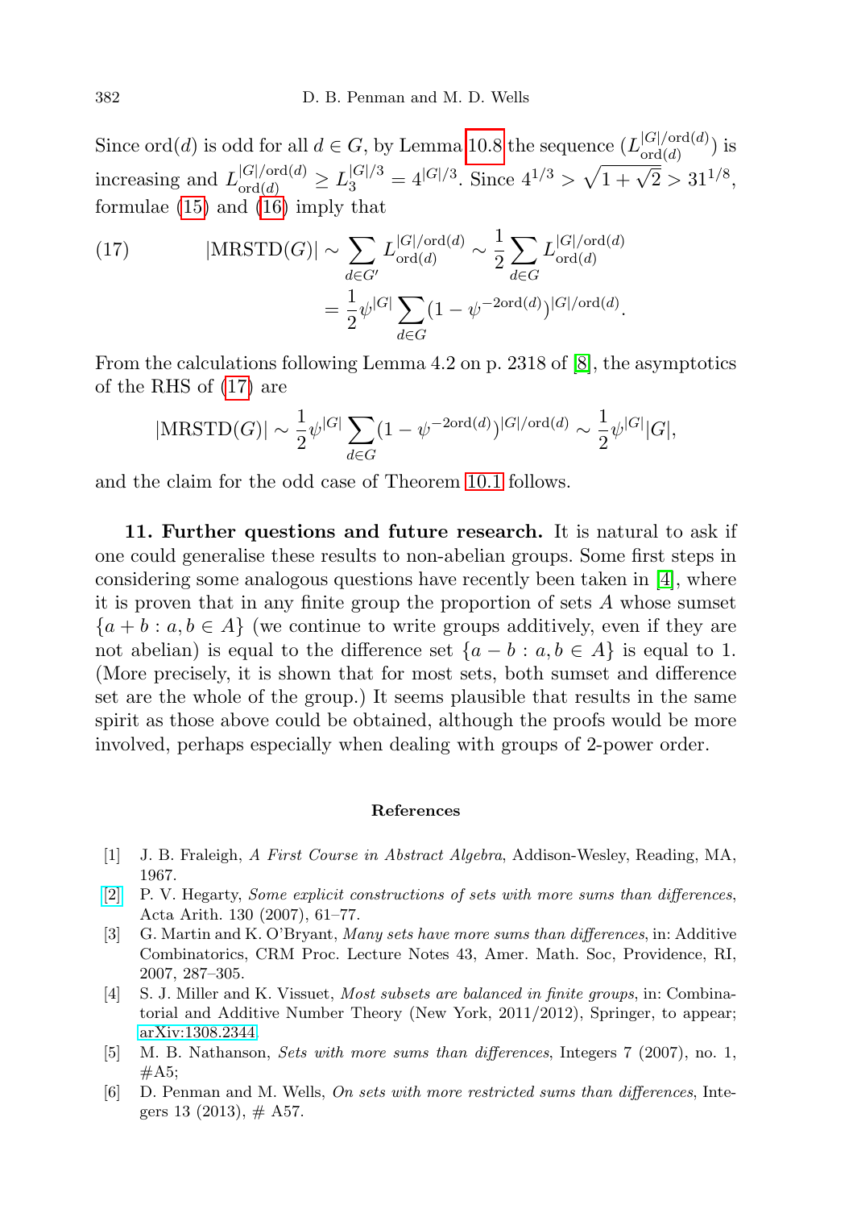Since $\mathrm{ord}(d)$ is odd for all $d \in G$, by Lemma 10.8 the sequence $(L_{\mathrm{ord}(d)}^{|G|/\mathrm{ord}(d)})$ is increasing and $L_{\mathrm{ord}(d)}^{|G|/\mathrm{ord}(d)} \geq L_3^{|G|/3} = 4^{|G|/3}$. Since $4^{1/3} > \sqrt{1+\sqrt{2}} > 31^{1/8}$, formulae (15) and (16) imply that

$$
\begin{aligned}
(17) \qquad |\mathrm{MRSTD}(G)| &\sim \sum_{d \in G'} L_{\mathrm{ord}(d)}^{|G|/\mathrm{ord}(d)} \sim \frac{1}{2} \sum_{d \in G} L_{\mathrm{ord}(d)}^{|G|/\mathrm{ord}(d)} \\
&= \frac{1}{2} \psi^{|G|} \sum_{d \in G} (1 - \psi^{-2\mathrm{ord}(d)})^{|G|/\mathrm{ord}(d)}.
\end{aligned}
$$

From the calculations following Lemma 4.2 on p. 2318 of [8], the asymptotics of the RHS of (17) are

$$
|\mathrm{MRSTD}(G)| \sim \frac{1}{2} \psi^{|G|} \sum_{d \in G} (1 - \psi^{-2\mathrm{ord}(d)})^{|G|/\mathrm{ord}(d)} \sim \frac{1}{2} \psi^{|G|} |G|,
$$

and the claim for the odd case of Theorem 10.1 follows.

**11. Further questions and future research.** It is natural to ask if one could generalise these results to non-abelian groups. Some first steps in considering some analogous questions have recently been taken in [4], where it is proven that in any finite group the proportion of sets $A$ whose sumset $\{a+b : a, b \in A\}$ (we continue to write groups additively, even if they are not abelian) is equal to the difference set $\{a-b : a, b \in A\}$ is equal to 1. (More precisely, it is shown that for most sets, both sumset and difference set are the whole of the group.) It seems plausible that results in the same spirit as those above could be obtained, although the proofs would be more involved, perhaps especially when dealing with groups of 2-power order.

## References

[1] J. B. Fraleigh, *A First Course in Abstract Algebra*, Addison-Wesley, Reading, MA, 1967.

[2] P. V. Hegarty, *Some explicit constructions of sets with more sums than differences*, Acta Arith. 130 (2007), 61–77.

[3] G. Martin and K. O'Bryant, *Many sets have more sums than differences*, in: Additive Combinatorics, CRM Proc. Lecture Notes 43, Amer. Math. Soc, Providence, RI, 2007, 287–305.

[4] S. J. Miller and K. Vissuet, *Most subsets are balanced in finite groups*, in: Combinatorial and Additive Number Theory (New York, 2011/2012), Springer, to appear; arXiv:1308.2344.

[5] M. B. Nathanson, *Sets with more sums than differences*, Integers 7 (2007), no. 1, #A5;

[6] D. Penman and M. Wells, *On sets with more restricted sums than differences*, Integers 13 (2013), # A57.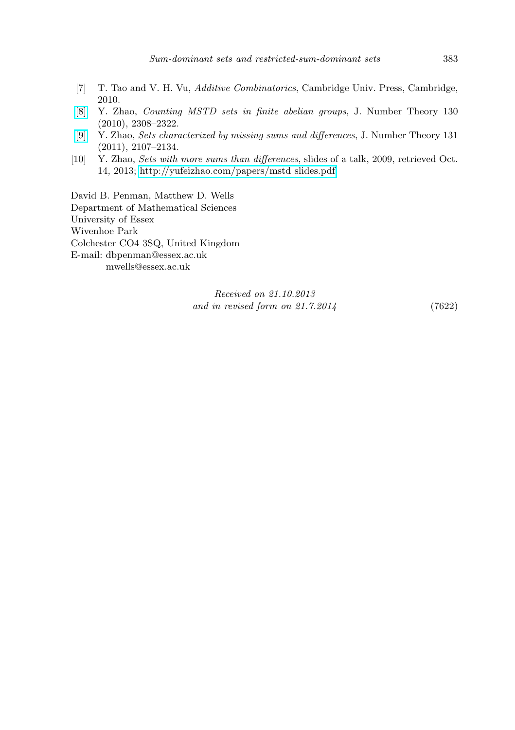[7] T. Tao and V. H. Vu, *Additive Combinatorics*, Cambridge Univ. Press, Cambridge, 2010.

[8] Y. Zhao, *Counting MSTD sets in finite abelian groups*, J. Number Theory 130 (2010), 2308–2322.

[9] Y. Zhao, *Sets characterized by missing sums and differences*, J. Number Theory 131 (2011), 2107–2134.

[10] Y. Zhao, *Sets with more sums than differences*, slides of a talk, 2009, retrieved Oct. 14, 2013; http://yufeizhao.com/papers/mstd_slides.pdf

David B. Penman, Matthew D. Wells
Department of Mathematical Sciences
University of Essex
Wivenhoe Park
Colchester CO4 3SQ, United Kingdom
E-mail: dbpenman@essex.ac.uk
mwells@essex.ac.uk

*Received on 21.10.2013*
*and in revised form on 21.7.2014* (7622)